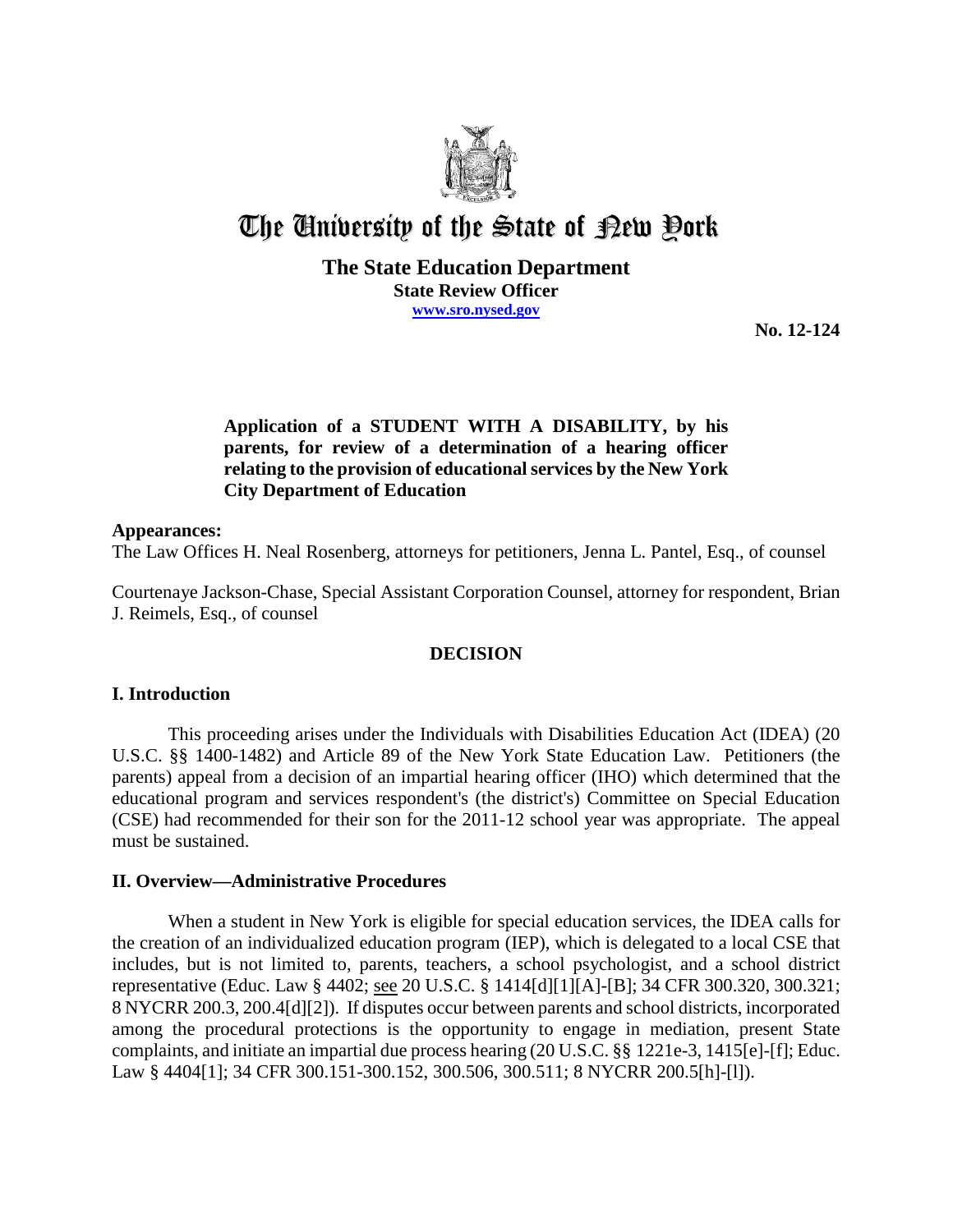# The University of the State of New York

**The State Education Department**
**State Review Officer**
**www.sro.nysed.gov**

**No. 12-124**

**Application of a STUDENT WITH A DISABILITY, by his parents, for review of a determination of a hearing officer relating to the provision of educational services by the New York City Department of Education**

**Appearances:**

The Law Offices H. Neal Rosenberg, attorneys for petitioners, Jenna L. Pantel, Esq., of counsel

Courtenaye Jackson-Chase, Special Assistant Corporation Counsel, attorney for respondent, Brian J. Reimels, Esq., of counsel

## DECISION

### I. Introduction

This proceeding arises under the Individuals with Disabilities Education Act (IDEA) (20 U.S.C. §§ 1400-1482) and Article 89 of the New York State Education Law. Petitioners (the parents) appeal from a decision of an impartial hearing officer (IHO) which determined that the educational program and services respondent's (the district's) Committee on Special Education (CSE) had recommended for their son for the 2011-12 school year was appropriate. The appeal must be sustained.

### II. Overview—Administrative Procedures

When a student in New York is eligible for special education services, the IDEA calls for the creation of an individualized education program (IEP), which is delegated to a local CSE that includes, but is not limited to, parents, teachers, a school psychologist, and a school district representative (Educ. Law § 4402; see 20 U.S.C. § 1414[d][1][A]-[B]; 34 CFR 300.320, 300.321; 8 NYCRR 200.3, 200.4[d][2]). If disputes occur between parents and school districts, incorporated among the procedural protections is the opportunity to engage in mediation, present State complaints, and initiate an impartial due process hearing (20 U.S.C. §§ 1221e-3, 1415[e]-[f]; Educ. Law § 4404[1]; 34 CFR 300.151-300.152, 300.506, 300.511; 8 NYCRR 200.5[h]-[l]).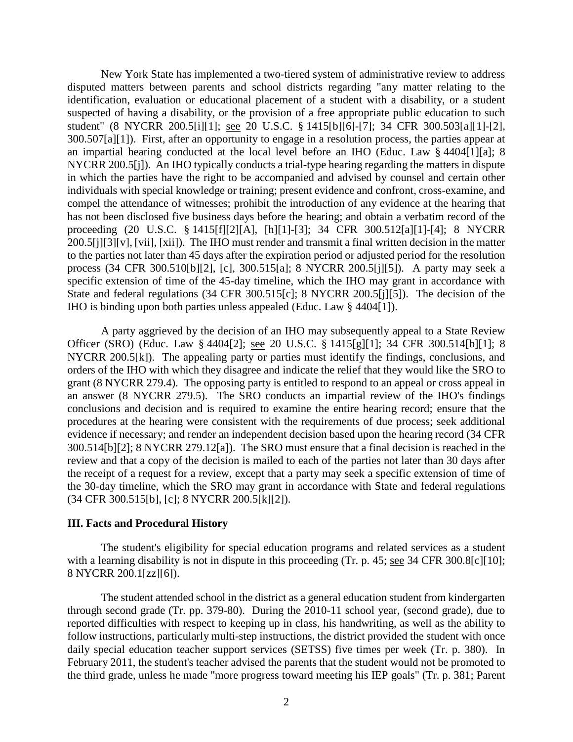New York State has implemented a two-tiered system of administrative review to address disputed matters between parents and school districts regarding "any matter relating to the identification, evaluation or educational placement of a student with a disability, or a student suspected of having a disability, or the provision of a free appropriate public education to such student" (8 NYCRR 200.5[i][1]; see 20 U.S.C. § 1415[b][6]-[7]; 34 CFR 300.503[a][1]-[2], 300.507[a][1]). First, after an opportunity to engage in a resolution process, the parties appear at an impartial hearing conducted at the local level before an IHO (Educ. Law § 4404[1][a]; 8 NYCRR 200.5[j]). An IHO typically conducts a trial-type hearing regarding the matters in dispute in which the parties have the right to be accompanied and advised by counsel and certain other individuals with special knowledge or training; present evidence and confront, cross-examine, and compel the attendance of witnesses; prohibit the introduction of any evidence at the hearing that has not been disclosed five business days before the hearing; and obtain a verbatim record of the proceeding (20 U.S.C. § 1415[f][2][A], [h][1]-[3]; 34 CFR 300.512[a][1]-[4]; 8 NYCRR 200.5[j][3][v], [vii], [xii]). The IHO must render and transmit a final written decision in the matter to the parties not later than 45 days after the expiration period or adjusted period for the resolution process (34 CFR 300.510[b][2], [c], 300.515[a]; 8 NYCRR 200.5[j][5]). A party may seek a specific extension of time of the 45-day timeline, which the IHO may grant in accordance with State and federal regulations (34 CFR 300.515[c]; 8 NYCRR 200.5[j][5]). The decision of the IHO is binding upon both parties unless appealed (Educ. Law § 4404[1]).

A party aggrieved by the decision of an IHO may subsequently appeal to a State Review Officer (SRO) (Educ. Law § 4404[2]; see 20 U.S.C. § 1415[g][1]; 34 CFR 300.514[b][1]; 8 NYCRR 200.5[k]). The appealing party or parties must identify the findings, conclusions, and orders of the IHO with which they disagree and indicate the relief that they would like the SRO to grant (8 NYCRR 279.4). The opposing party is entitled to respond to an appeal or cross appeal in an answer (8 NYCRR 279.5). The SRO conducts an impartial review of the IHO's findings conclusions and decision and is required to examine the entire hearing record; ensure that the procedures at the hearing were consistent with the requirements of due process; seek additional evidence if necessary; and render an independent decision based upon the hearing record (34 CFR 300.514[b][2]; 8 NYCRR 279.12[a]). The SRO must ensure that a final decision is reached in the review and that a copy of the decision is mailed to each of the parties not later than 30 days after the receipt of a request for a review, except that a party may seek a specific extension of time of the 30-day timeline, which the SRO may grant in accordance with State and federal regulations (34 CFR 300.515[b], [c]; 8 NYCRR 200.5[k][2]).

## III. Facts and Procedural History

The student's eligibility for special education programs and related services as a student with a learning disability is not in dispute in this proceeding (Tr. p. 45; see 34 CFR 300.8[c][10]; 8 NYCRR 200.1[zz][6]).

The student attended school in the district as a general education student from kindergarten through second grade (Tr. pp. 379-80). During the 2010-11 school year, (second grade), due to reported difficulties with respect to keeping up in class, his handwriting, as well as the ability to follow instructions, particularly multi-step instructions, the district provided the student with once daily special education teacher support services (SETSS) five times per week (Tr. p. 380). In February 2011, the student's teacher advised the parents that the student would not be promoted to the third grade, unless he made "more progress toward meeting his IEP goals" (Tr. p. 381; Parent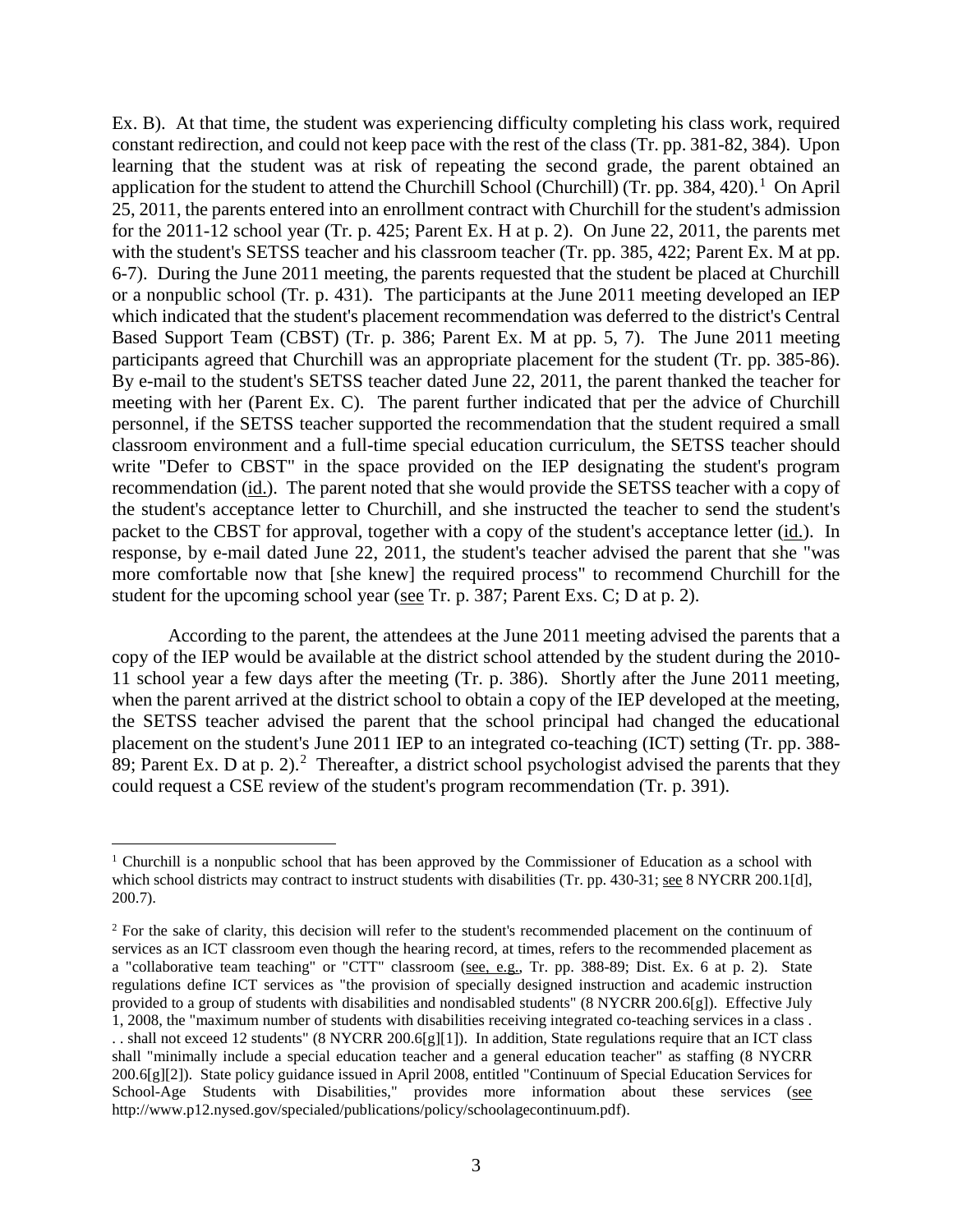Ex. B). At that time, the student was experiencing difficulty completing his class work, required constant redirection, and could not keep pace with the rest of the class (Tr. pp. 381-82, 384). Upon learning that the student was at risk of repeating the second grade, the parent obtained an application for the student to attend the Churchill School (Churchill) (Tr. pp. 384, 420).[1] On April 25, 2011, the parents entered into an enrollment contract with Churchill for the student's admission for the 2011-12 school year (Tr. p. 425; Parent Ex. H at p. 2). On June 22, 2011, the parents met with the student's SETSS teacher and his classroom teacher (Tr. pp. 385, 422; Parent Ex. M at pp. 6-7). During the June 2011 meeting, the parents requested that the student be placed at Churchill or a nonpublic school (Tr. p. 431). The participants at the June 2011 meeting developed an IEP which indicated that the student's placement recommendation was deferred to the district's Central Based Support Team (CBST) (Tr. p. 386; Parent Ex. M at pp. 5, 7). The June 2011 meeting participants agreed that Churchill was an appropriate placement for the student (Tr. pp. 385-86). By e-mail to the student's SETSS teacher dated June 22, 2011, the parent thanked the teacher for meeting with her (Parent Ex. C). The parent further indicated that per the advice of Churchill personnel, if the SETSS teacher supported the recommendation that the student required a small classroom environment and a full-time special education curriculum, the SETSS teacher should write "Defer to CBST" in the space provided on the IEP designating the student's program recommendation (id.). The parent noted that she would provide the SETSS teacher with a copy of the student's acceptance letter to Churchill, and she instructed the teacher to send the student's packet to the CBST for approval, together with a copy of the student's acceptance letter (id.). In response, by e-mail dated June 22, 2011, the student's teacher advised the parent that she "was more comfortable now that [she knew] the required process" to recommend Churchill for the student for the upcoming school year (see Tr. p. 387; Parent Exs. C; D at p. 2).

According to the parent, the attendees at the June 2011 meeting advised the parents that a copy of the IEP would be available at the district school attended by the student during the 2010-11 school year a few days after the meeting (Tr. p. 386). Shortly after the June 2011 meeting, when the parent arrived at the district school to obtain a copy of the IEP developed at the meeting, the SETSS teacher advised the parent that the school principal had changed the educational placement on the student's June 2011 IEP to an integrated co-teaching (ICT) setting (Tr. pp. 388-89; Parent Ex. D at p. 2).[2] Thereafter, a district school psychologist advised the parents that they could request a CSE review of the student's program recommendation (Tr. p. 391).

---

[1] Churchill is a nonpublic school that has been approved by the Commissioner of Education as a school with which school districts may contract to instruct students with disabilities (Tr. pp. 430-31; see 8 NYCRR 200.1[d], 200.7).

[2] For the sake of clarity, this decision will refer to the student's recommended placement on the continuum of services as an ICT classroom even though the hearing record, at times, refers to the recommended placement as a "collaborative team teaching" or "CTT" classroom (see, e.g., Tr. pp. 388-89; Dist. Ex. 6 at p. 2). State regulations define ICT services as "the provision of specially designed instruction and academic instruction provided to a group of students with disabilities and nondisabled students" (8 NYCRR 200.6[g]). Effective July 1, 2008, the "maximum number of students with disabilities receiving integrated co-teaching services in a class . . . shall not exceed 12 students" (8 NYCRR 200.6[g][1]). In addition, State regulations require that an ICT class shall "minimally include a special education teacher and a general education teacher" as staffing (8 NYCRR 200.6[g][2]). State policy guidance issued in April 2008, entitled "Continuum of Special Education Services for School-Age Students with Disabilities," provides more information about these services (see http://www.p12.nysed.gov/specialed/publications/policy/schoolagecontinuum.pdf).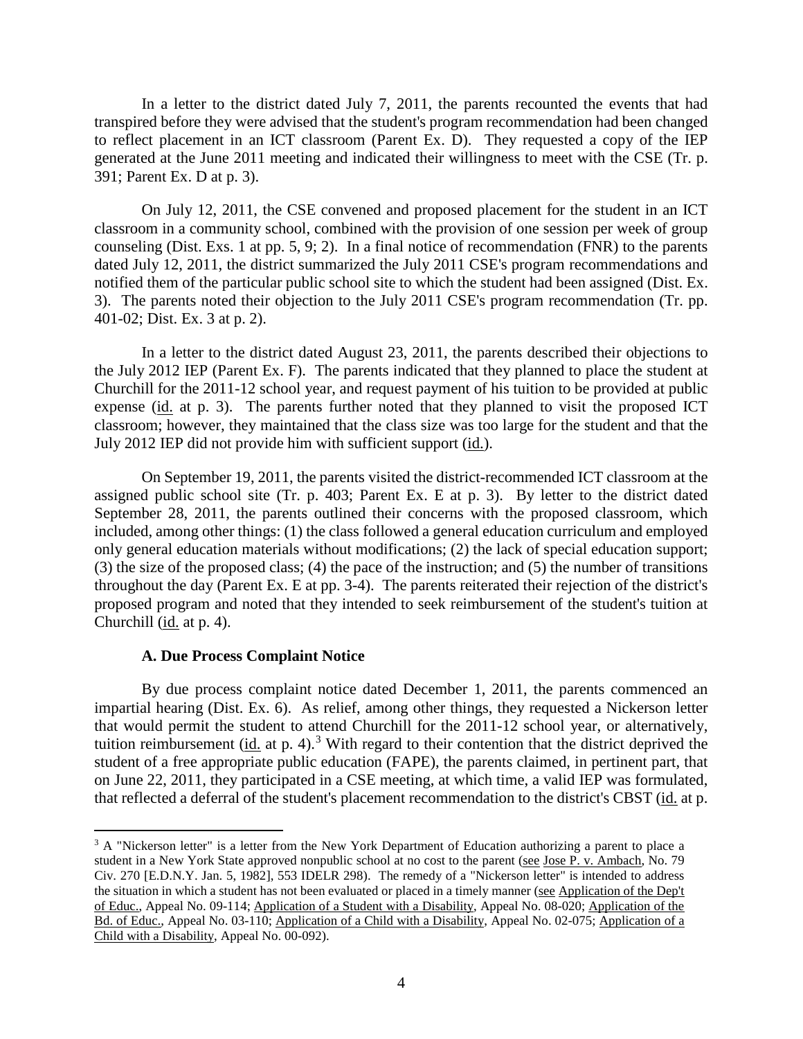In a letter to the district dated July 7, 2011, the parents recounted the events that had transpired before they were advised that the student's program recommendation had been changed to reflect placement in an ICT classroom (Parent Ex. D). They requested a copy of the IEP generated at the June 2011 meeting and indicated their willingness to meet with the CSE (Tr. p. 391; Parent Ex. D at p. 3).

On July 12, 2011, the CSE convened and proposed placement for the student in an ICT classroom in a community school, combined with the provision of one session per week of group counseling (Dist. Exs. 1 at pp. 5, 9; 2). In a final notice of recommendation (FNR) to the parents dated July 12, 2011, the district summarized the July 2011 CSE's program recommendations and notified them of the particular public school site to which the student had been assigned (Dist. Ex. 3). The parents noted their objection to the July 2011 CSE's program recommendation (Tr. pp. 401-02; Dist. Ex. 3 at p. 2).

In a letter to the district dated August 23, 2011, the parents described their objections to the July 2012 IEP (Parent Ex. F). The parents indicated that they planned to place the student at Churchill for the 2011-12 school year, and request payment of his tuition to be provided at public expense (id. at p. 3). The parents further noted that they planned to visit the proposed ICT classroom; however, they maintained that the class size was too large for the student and that the July 2012 IEP did not provide him with sufficient support (id.).

On September 19, 2011, the parents visited the district-recommended ICT classroom at the assigned public school site (Tr. p. 403; Parent Ex. E at p. 3). By letter to the district dated September 28, 2011, the parents outlined their concerns with the proposed classroom, which included, among other things: (1) the class followed a general education curriculum and employed only general education materials without modifications; (2) the lack of special education support; (3) the size of the proposed class; (4) the pace of the instruction; and (5) the number of transitions throughout the day (Parent Ex. E at pp. 3-4). The parents reiterated their rejection of the district's proposed program and noted that they intended to seek reimbursement of the student's tuition at Churchill (id. at p. 4).

### A. Due Process Complaint Notice

By due process complaint notice dated December 1, 2011, the parents commenced an impartial hearing (Dist. Ex. 6). As relief, among other things, they requested a Nickerson letter that would permit the student to attend Churchill for the 2011-12 school year, or alternatively, tuition reimbursement (id. at p. 4).[3] With regard to their contention that the district deprived the student of a free appropriate public education (FAPE), the parents claimed, in pertinent part, that on June 22, 2011, they participated in a CSE meeting, at which time, a valid IEP was formulated, that reflected a deferral of the student's placement recommendation to the district's CBST (id. at p.

---

[3] A "Nickerson letter" is a letter from the New York Department of Education authorizing a parent to place a student in a New York State approved nonpublic school at no cost to the parent (see Jose P. v. Ambach, No. 79 Civ. 270 [E.D.N.Y. Jan. 5, 1982], 553 IDELR 298). The remedy of a "Nickerson letter" is intended to address the situation in which a student has not been evaluated or placed in a timely manner (see Application of the Dep't of Educ., Appeal No. 09-114; Application of a Student with a Disability, Appeal No. 08-020; Application of the Bd. of Educ., Appeal No. 03-110; Application of a Child with a Disability, Appeal No. 02-075; Application of a Child with a Disability, Appeal No. 00-092).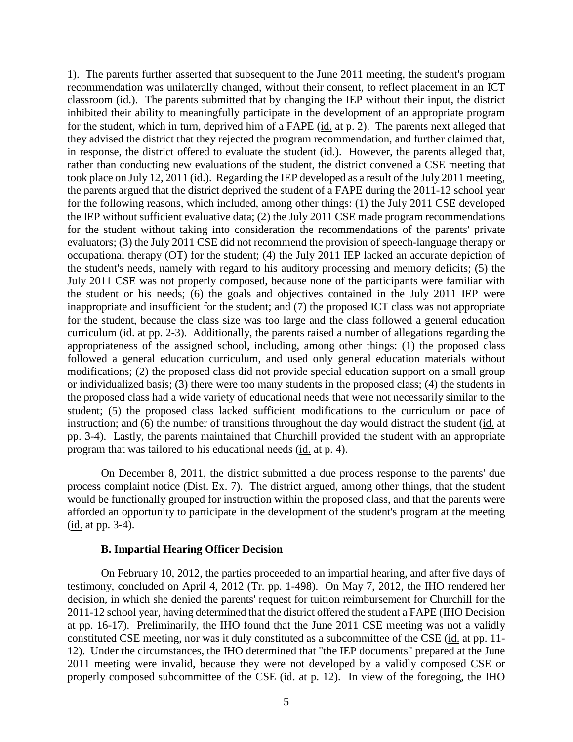1). The parents further asserted that subsequent to the June 2011 meeting, the student's program recommendation was unilaterally changed, without their consent, to reflect placement in an ICT classroom (id.). The parents submitted that by changing the IEP without their input, the district inhibited their ability to meaningfully participate in the development of an appropriate program for the student, which in turn, deprived him of a FAPE (id. at p. 2). The parents next alleged that they advised the district that they rejected the program recommendation, and further claimed that, in response, the district offered to evaluate the student (id.). However, the parents alleged that, rather than conducting new evaluations of the student, the district convened a CSE meeting that took place on July 12, 2011 (id.). Regarding the IEP developed as a result of the July 2011 meeting, the parents argued that the district deprived the student of a FAPE during the 2011-12 school year for the following reasons, which included, among other things: (1) the July 2011 CSE developed the IEP without sufficient evaluative data; (2) the July 2011 CSE made program recommendations for the student without taking into consideration the recommendations of the parents' private evaluators; (3) the July 2011 CSE did not recommend the provision of speech-language therapy or occupational therapy (OT) for the student; (4) the July 2011 IEP lacked an accurate depiction of the student's needs, namely with regard to his auditory processing and memory deficits; (5) the July 2011 CSE was not properly composed, because none of the participants were familiar with the student or his needs; (6) the goals and objectives contained in the July 2011 IEP were inappropriate and insufficient for the student; and (7) the proposed ICT class was not appropriate for the student, because the class size was too large and the class followed a general education curriculum (id. at pp. 2-3). Additionally, the parents raised a number of allegations regarding the appropriateness of the assigned school, including, among other things: (1) the proposed class followed a general education curriculum, and used only general education materials without modifications; (2) the proposed class did not provide special education support on a small group or individualized basis; (3) there were too many students in the proposed class; (4) the students in the proposed class had a wide variety of educational needs that were not necessarily similar to the student; (5) the proposed class lacked sufficient modifications to the curriculum or pace of instruction; and (6) the number of transitions throughout the day would distract the student (id. at pp. 3-4). Lastly, the parents maintained that Churchill provided the student with an appropriate program that was tailored to his educational needs (id. at p. 4).

On December 8, 2011, the district submitted a due process response to the parents' due process complaint notice (Dist. Ex. 7). The district argued, among other things, that the student would be functionally grouped for instruction within the proposed class, and that the parents were afforded an opportunity to participate in the development of the student's program at the meeting (id. at pp. 3-4).

### B. Impartial Hearing Officer Decision

On February 10, 2012, the parties proceeded to an impartial hearing, and after five days of testimony, concluded on April 4, 2012 (Tr. pp. 1-498). On May 7, 2012, the IHO rendered her decision, in which she denied the parents' request for tuition reimbursement for Churchill for the 2011-12 school year, having determined that the district offered the student a FAPE (IHO Decision at pp. 16-17). Preliminarily, the IHO found that the June 2011 CSE meeting was not a validly constituted CSE meeting, nor was it duly constituted as a subcommittee of the CSE (id. at pp. 11-12). Under the circumstances, the IHO determined that "the IEP documents" prepared at the June 2011 meeting were invalid, because they were not developed by a validly composed CSE or properly composed subcommittee of the CSE (id. at p. 12). In view of the foregoing, the IHO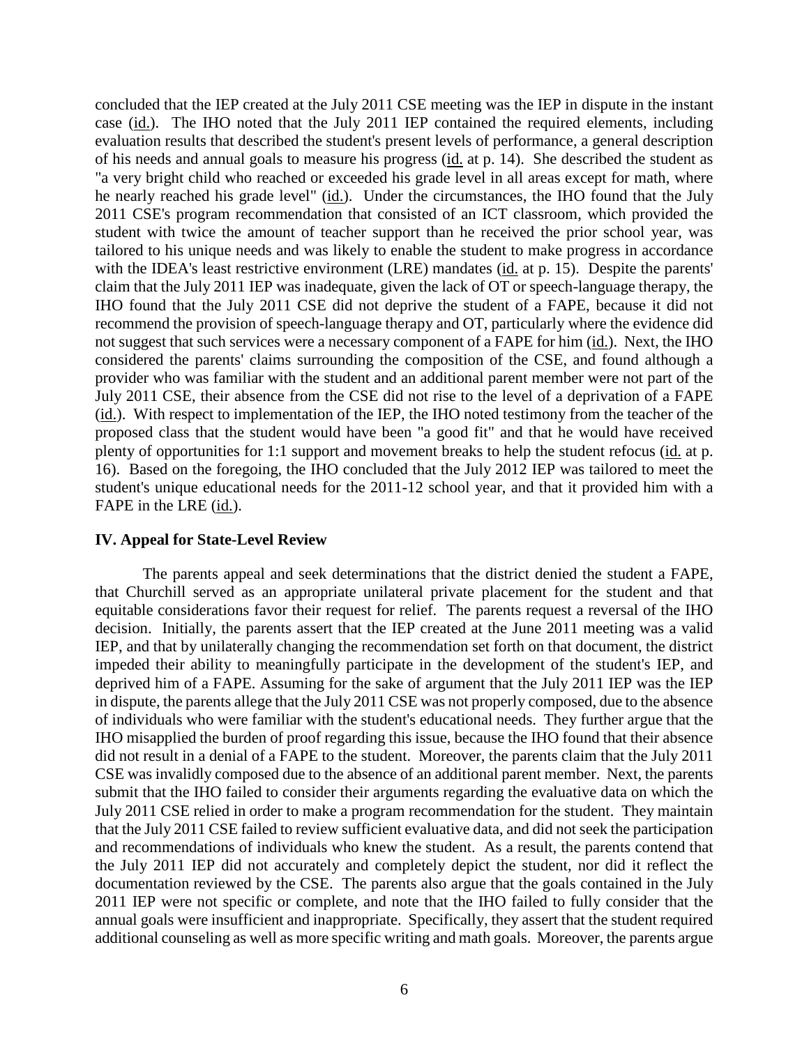concluded that the IEP created at the July 2011 CSE meeting was the IEP in dispute in the instant case (id.). The IHO noted that the July 2011 IEP contained the required elements, including evaluation results that described the student's present levels of performance, a general description of his needs and annual goals to measure his progress (id. at p. 14). She described the student as "a very bright child who reached or exceeded his grade level in all areas except for math, where he nearly reached his grade level" (id.). Under the circumstances, the IHO found that the July 2011 CSE's program recommendation that consisted of an ICT classroom, which provided the student with twice the amount of teacher support than he received the prior school year, was tailored to his unique needs and was likely to enable the student to make progress in accordance with the IDEA's least restrictive environment (LRE) mandates (id. at p. 15). Despite the parents' claim that the July 2011 IEP was inadequate, given the lack of OT or speech-language therapy, the IHO found that the July 2011 CSE did not deprive the student of a FAPE, because it did not recommend the provision of speech-language therapy and OT, particularly where the evidence did not suggest that such services were a necessary component of a FAPE for him (id.). Next, the IHO considered the parents' claims surrounding the composition of the CSE, and found although a provider who was familiar with the student and an additional parent member were not part of the July 2011 CSE, their absence from the CSE did not rise to the level of a deprivation of a FAPE (id.). With respect to implementation of the IEP, the IHO noted testimony from the teacher of the proposed class that the student would have been "a good fit" and that he would have received plenty of opportunities for 1:1 support and movement breaks to help the student refocus (id. at p. 16). Based on the foregoing, the IHO concluded that the July 2012 IEP was tailored to meet the student's unique educational needs for the 2011-12 school year, and that it provided him with a FAPE in the LRE (id.).

## IV. Appeal for State-Level Review

The parents appeal and seek determinations that the district denied the student a FAPE, that Churchill served as an appropriate unilateral private placement for the student and that equitable considerations favor their request for relief. The parents request a reversal of the IHO decision. Initially, the parents assert that the IEP created at the June 2011 meeting was a valid IEP, and that by unilaterally changing the recommendation set forth on that document, the district impeded their ability to meaningfully participate in the development of the student's IEP, and deprived him of a FAPE. Assuming for the sake of argument that the July 2011 IEP was the IEP in dispute, the parents allege that the July 2011 CSE was not properly composed, due to the absence of individuals who were familiar with the student's educational needs. They further argue that the IHO misapplied the burden of proof regarding this issue, because the IHO found that their absence did not result in a denial of a FAPE to the student. Moreover, the parents claim that the July 2011 CSE was invalidly composed due to the absence of an additional parent member. Next, the parents submit that the IHO failed to consider their arguments regarding the evaluative data on which the July 2011 CSE relied in order to make a program recommendation for the student. They maintain that the July 2011 CSE failed to review sufficient evaluative data, and did not seek the participation and recommendations of individuals who knew the student. As a result, the parents contend that the July 2011 IEP did not accurately and completely depict the student, nor did it reflect the documentation reviewed by the CSE. The parents also argue that the goals contained in the July 2011 IEP were not specific or complete, and note that the IHO failed to fully consider that the annual goals were insufficient and inappropriate. Specifically, they assert that the student required additional counseling as well as more specific writing and math goals. Moreover, the parents argue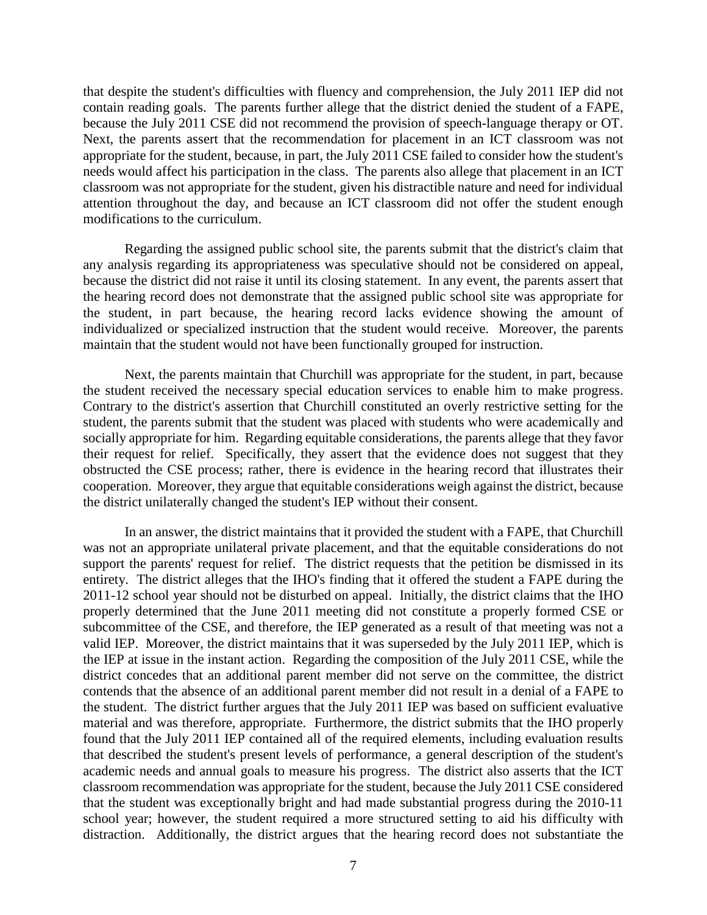that despite the student's difficulties with fluency and comprehension, the July 2011 IEP did not contain reading goals. The parents further allege that the district denied the student of a FAPE, because the July 2011 CSE did not recommend the provision of speech-language therapy or OT. Next, the parents assert that the recommendation for placement in an ICT classroom was not appropriate for the student, because, in part, the July 2011 CSE failed to consider how the student's needs would affect his participation in the class. The parents also allege that placement in an ICT classroom was not appropriate for the student, given his distractible nature and need for individual attention throughout the day, and because an ICT classroom did not offer the student enough modifications to the curriculum.

Regarding the assigned public school site, the parents submit that the district's claim that any analysis regarding its appropriateness was speculative should not be considered on appeal, because the district did not raise it until its closing statement. In any event, the parents assert that the hearing record does not demonstrate that the assigned public school site was appropriate for the student, in part because, the hearing record lacks evidence showing the amount of individualized or specialized instruction that the student would receive. Moreover, the parents maintain that the student would not have been functionally grouped for instruction.

Next, the parents maintain that Churchill was appropriate for the student, in part, because the student received the necessary special education services to enable him to make progress. Contrary to the district's assertion that Churchill constituted an overly restrictive setting for the student, the parents submit that the student was placed with students who were academically and socially appropriate for him. Regarding equitable considerations, the parents allege that they favor their request for relief. Specifically, they assert that the evidence does not suggest that they obstructed the CSE process; rather, there is evidence in the hearing record that illustrates their cooperation. Moreover, they argue that equitable considerations weigh against the district, because the district unilaterally changed the student's IEP without their consent.

In an answer, the district maintains that it provided the student with a FAPE, that Churchill was not an appropriate unilateral private placement, and that the equitable considerations do not support the parents' request for relief. The district requests that the petition be dismissed in its entirety. The district alleges that the IHO's finding that it offered the student a FAPE during the 2011-12 school year should not be disturbed on appeal. Initially, the district claims that the IHO properly determined that the June 2011 meeting did not constitute a properly formed CSE or subcommittee of the CSE, and therefore, the IEP generated as a result of that meeting was not a valid IEP. Moreover, the district maintains that it was superseded by the July 2011 IEP, which is the IEP at issue in the instant action. Regarding the composition of the July 2011 CSE, while the district concedes that an additional parent member did not serve on the committee, the district contends that the absence of an additional parent member did not result in a denial of a FAPE to the student. The district further argues that the July 2011 IEP was based on sufficient evaluative material and was therefore, appropriate. Furthermore, the district submits that the IHO properly found that the July 2011 IEP contained all of the required elements, including evaluation results that described the student's present levels of performance, a general description of the student's academic needs and annual goals to measure his progress. The district also asserts that the ICT classroom recommendation was appropriate for the student, because the July 2011 CSE considered that the student was exceptionally bright and had made substantial progress during the 2010-11 school year; however, the student required a more structured setting to aid his difficulty with distraction. Additionally, the district argues that the hearing record does not substantiate the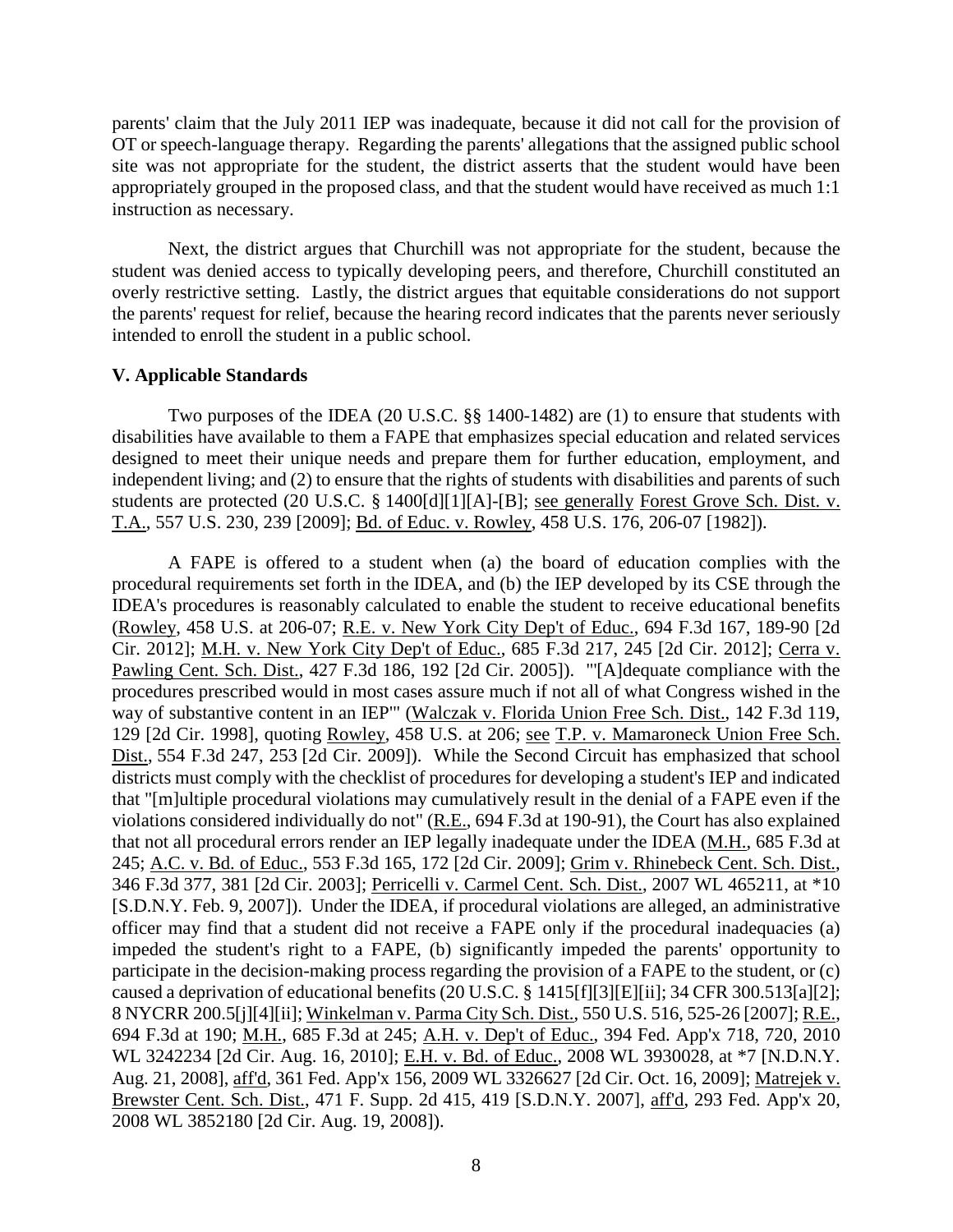parents' claim that the July 2011 IEP was inadequate, because it did not call for the provision of OT or speech-language therapy. Regarding the parents' allegations that the assigned public school site was not appropriate for the student, the district asserts that the student would have been appropriately grouped in the proposed class, and that the student would have received as much 1:1 instruction as necessary.

Next, the district argues that Churchill was not appropriate for the student, because the student was denied access to typically developing peers, and therefore, Churchill constituted an overly restrictive setting. Lastly, the district argues that equitable considerations do not support the parents' request for relief, because the hearing record indicates that the parents never seriously intended to enroll the student in a public school.

## V. Applicable Standards

Two purposes of the IDEA (20 U.S.C. §§ 1400-1482) are (1) to ensure that students with disabilities have available to them a FAPE that emphasizes special education and related services designed to meet their unique needs and prepare them for further education, employment, and independent living; and (2) to ensure that the rights of students with disabilities and parents of such students are protected (20 U.S.C. § 1400[d][1][A]-[B]; see generally Forest Grove Sch. Dist. v. T.A., 557 U.S. 230, 239 [2009]; Bd. of Educ. v. Rowley, 458 U.S. 176, 206-07 [1982]).

A FAPE is offered to a student when (a) the board of education complies with the procedural requirements set forth in the IDEA, and (b) the IEP developed by its CSE through the IDEA's procedures is reasonably calculated to enable the student to receive educational benefits (Rowley, 458 U.S. at 206-07; R.E. v. New York City Dep't of Educ., 694 F.3d 167, 189-90 [2d Cir. 2012]; M.H. v. New York City Dep't of Educ., 685 F.3d 217, 245 [2d Cir. 2012]; Cerra v. Pawling Cent. Sch. Dist., 427 F.3d 186, 192 [2d Cir. 2005]). "'[A]dequate compliance with the procedures prescribed would in most cases assure much if not all of what Congress wished in the way of substantive content in an IEP'" (Walczak v. Florida Union Free Sch. Dist., 142 F.3d 119, 129 [2d Cir. 1998], quoting Rowley, 458 U.S. at 206; see T.P. v. Mamaroneck Union Free Sch. Dist., 554 F.3d 247, 253 [2d Cir. 2009]). While the Second Circuit has emphasized that school districts must comply with the checklist of procedures for developing a student's IEP and indicated that "[m]ultiple procedural violations may cumulatively result in the denial of a FAPE even if the violations considered individually do not" (R.E., 694 F.3d at 190-91), the Court has also explained that not all procedural errors render an IEP legally inadequate under the IDEA (M.H., 685 F.3d at 245; A.C. v. Bd. of Educ., 553 F.3d 165, 172 [2d Cir. 2009]; Grim v. Rhinebeck Cent. Sch. Dist., 346 F.3d 377, 381 [2d Cir. 2003]; Perricelli v. Carmel Cent. Sch. Dist., 2007 WL 465211, at *10 [S.D.N.Y. Feb. 9, 2007]). Under the IDEA, if procedural violations are alleged, an administrative officer may find that a student did not receive a FAPE only if the procedural inadequacies (a) impeded the student's right to a FAPE, (b) significantly impeded the parents' opportunity to participate in the decision-making process regarding the provision of a FAPE to the student, or (c) caused a deprivation of educational benefits (20 U.S.C. § 1415[f][3][E][ii]; 34 CFR 300.513[a][2]; 8 NYCRR 200.5[j][4][ii]; Winkelman v. Parma City Sch. Dist., 550 U.S. 516, 525-26 [2007]; R.E., 694 F.3d at 190; M.H., 685 F.3d at 245; A.H. v. Dep't of Educ., 394 Fed. App'x 718, 720, 2010 WL 3242234 [2d Cir. Aug. 16, 2010]; E.H. v. Bd. of Educ., 2008 WL 3930028, at *7 [N.D.N.Y. Aug. 21, 2008], aff'd, 361 Fed. App'x 156, 2009 WL 3326627 [2d Cir. Oct. 16, 2009]; Matrejek v. Brewster Cent. Sch. Dist., 471 F. Supp. 2d 415, 419 [S.D.N.Y. 2007], aff'd, 293 Fed. App'x 20, 2008 WL 3852180 [2d Cir. Aug. 19, 2008]).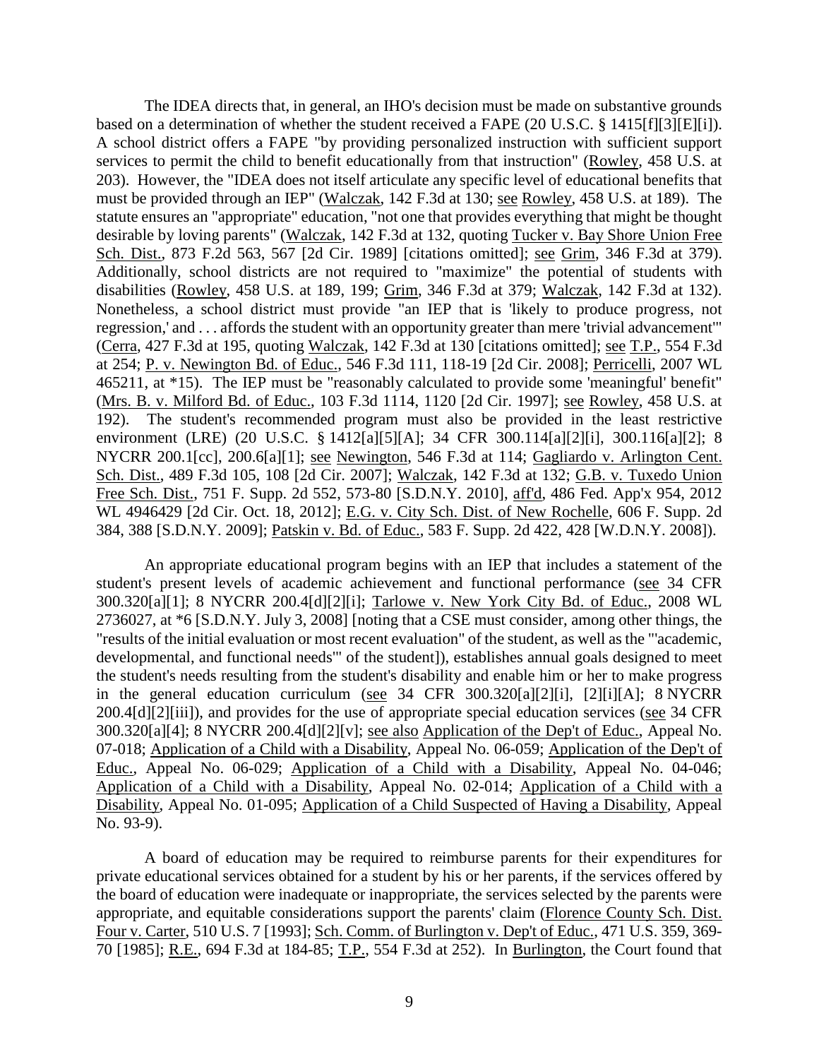The IDEA directs that, in general, an IHO's decision must be made on substantive grounds based on a determination of whether the student received a FAPE (20 U.S.C. § 1415[f][3][E][i]). A school district offers a FAPE "by providing personalized instruction with sufficient support services to permit the child to benefit educationally from that instruction" (Rowley, 458 U.S. at 203). However, the "IDEA does not itself articulate any specific level of educational benefits that must be provided through an IEP" (Walczak, 142 F.3d at 130; see Rowley, 458 U.S. at 189). The statute ensures an "appropriate" education, "not one that provides everything that might be thought desirable by loving parents" (Walczak, 142 F.3d at 132, quoting Tucker v. Bay Shore Union Free Sch. Dist., 873 F.2d 563, 567 [2d Cir. 1989] [citations omitted]; see Grim, 346 F.3d at 379). Additionally, school districts are not required to "maximize" the potential of students with disabilities (Rowley, 458 U.S. at 189, 199; Grim, 346 F.3d at 379; Walczak, 142 F.3d at 132). Nonetheless, a school district must provide "an IEP that is 'likely to produce progress, not regression,' and . . . affords the student with an opportunity greater than mere 'trivial advancement'" (Cerra, 427 F.3d at 195, quoting Walczak, 142 F.3d at 130 [citations omitted]; see T.P., 554 F.3d at 254; P. v. Newington Bd. of Educ., 546 F.3d 111, 118-19 [2d Cir. 2008]; Pericelli, 2007 WL 465211, at *15). The IEP must be "reasonably calculated to provide some 'meaningful' benefit" (Mrs. B. v. Milford Bd. of Educ., 103 F.3d 1114, 1120 [2d Cir. 1997]; see Rowley, 458 U.S. at 192). The student's recommended program must also be provided in the least restrictive environment (LRE) (20 U.S.C. § 1412[a][5][A]; 34 CFR 300.114[a][2][i], 300.116[a][2]; 8 NYCRR 200.1[cc], 200.6[a][1]; see Newington, 546 F.3d at 114; Gagliardo v. Arlington Cent. Sch. Dist., 489 F.3d 105, 108 [2d Cir. 2007]; Walczak, 142 F.3d at 132; G.B. v. Tuxedo Union Free Sch. Dist., 751 F. Supp. 2d 552, 573-80 [S.D.N.Y. 2010], aff'd, 486 Fed. App'x 954, 2012 WL 4946429 [2d Cir. Oct. 18, 2012]; E.G. v. City Sch. Dist. of New Rochelle, 606 F. Supp. 2d 384, 388 [S.D.N.Y. 2009]; Patskin v. Bd. of Educ., 583 F. Supp. 2d 422, 428 [W.D.N.Y. 2008]).

An appropriate educational program begins with an IEP that includes a statement of the student's present levels of academic achievement and functional performance (see 34 CFR 300.320[a][1]; 8 NYCRR 200.4[d][2][i]; Tarlowe v. New York City Bd. of Educ., 2008 WL 2736027, at *6 [S.D.N.Y. July 3, 2008] [noting that a CSE must consider, among other things, the "results of the initial evaluation or most recent evaluation" of the student, as well as the "'academic, developmental, and functional needs'" of the student]), establishes annual goals designed to meet the student's needs resulting from the student's disability and enable him or her to make progress in the general education curriculum (see 34 CFR 300.320[a][2][i], [2][i][A]; 8 NYCRR 200.4[d][2][iii]), and provides for the use of appropriate special education services (see 34 CFR 300.320[a][4]; 8 NYCRR 200.4[d][2][v]; see also Application of the Dep't of Educ., Appeal No. 07-018; Application of a Child with a Disability, Appeal No. 06-059; Application of the Dep't of Educ., Appeal No. 06-029; Application of a Child with a Disability, Appeal No. 04-046; Application of a Child with a Disability, Appeal No. 02-014; Application of a Child with a Disability, Appeal No. 01-095; Application of a Child Suspected of Having a Disability, Appeal No. 93-9).

A board of education may be required to reimburse parents for their expenditures for private educational services obtained for a student by his or her parents, if the services offered by the board of education were inadequate or inappropriate, the services selected by the parents were appropriate, and equitable considerations support the parents' claim (Florence County Sch. Dist. Four v. Carter, 510 U.S. 7 [1993]; Sch. Comm. of Burlington v. Dep't of Educ., 471 U.S. 359, 369-70 [1985]; R.E., 694 F.3d at 184-85; T.P., 554 F.3d at 252). In Burlington, the Court found that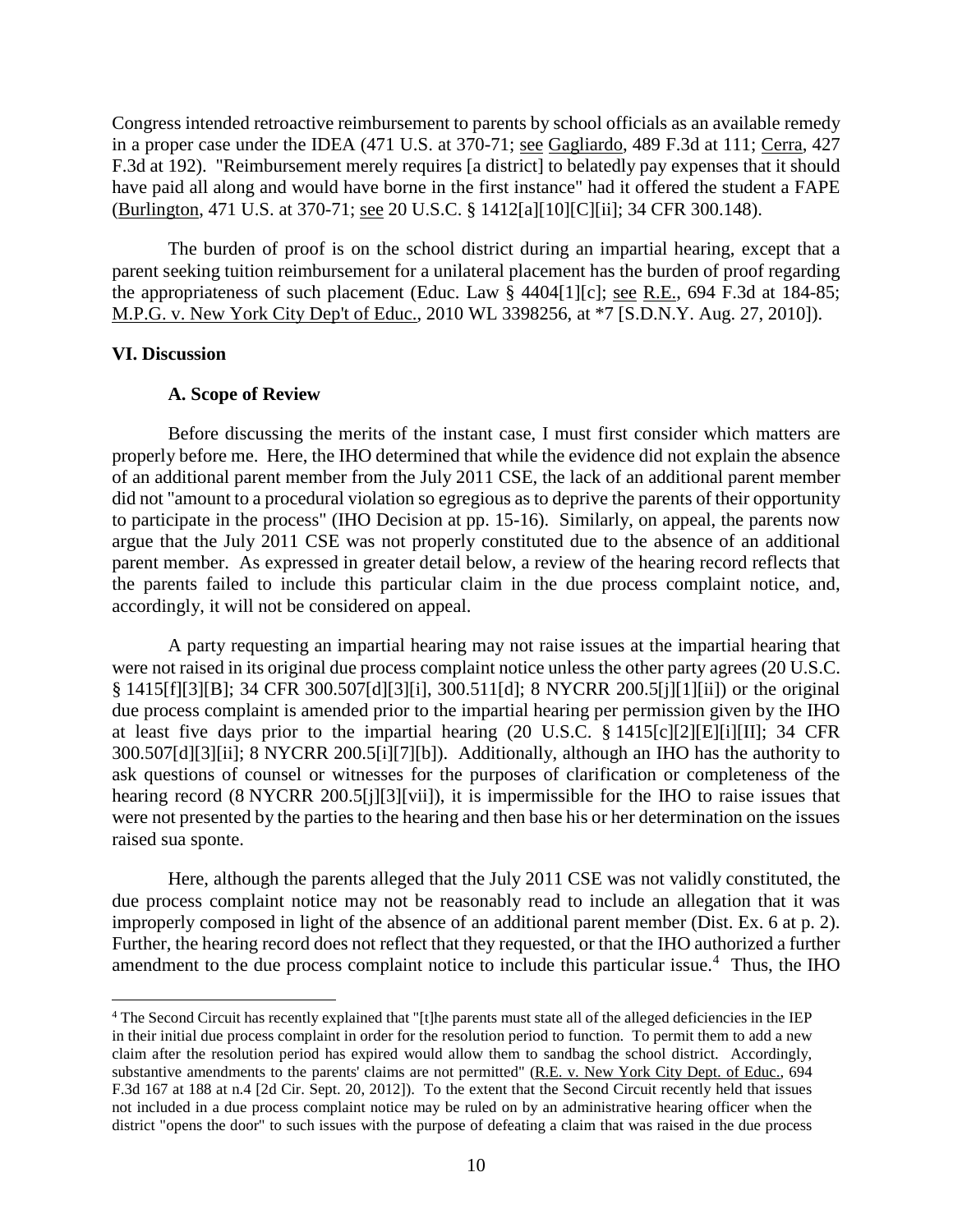Congress intended retroactive reimbursement to parents by school officials as an available remedy in a proper case under the IDEA (471 U.S. at 370-71; see Gagliardo, 489 F.3d at 111; Cerra, 427 F.3d at 192). "Reimbursement merely requires [a district] to belatedly pay expenses that it should have paid all along and would have borne in the first instance" had it offered the student a FAPE (Burlington, 471 U.S. at 370-71; see 20 U.S.C. § 1412[a][10][C][ii]; 34 CFR 300.148).

The burden of proof is on the school district during an impartial hearing, except that a parent seeking tuition reimbursement for a unilateral placement has the burden of proof regarding the appropriateness of such placement (Educ. Law § 4404[1][c]; see R.E., 694 F.3d at 184-85; M.P.G. v. New York City Dep't of Educ., 2010 WL 3398256, at *7 [S.D.N.Y. Aug. 27, 2010]).

## VI. Discussion

### A. Scope of Review

Before discussing the merits of the instant case, I must first consider which matters are properly before me. Here, the IHO determined that while the evidence did not explain the absence of an additional parent member from the July 2011 CSE, the lack of an additional parent member did not "amount to a procedural violation so egregious as to deprive the parents of their opportunity to participate in the process" (IHO Decision at pp. 15-16). Similarly, on appeal, the parents now argue that the July 2011 CSE was not properly constituted due to the absence of an additional parent member. As expressed in greater detail below, a review of the hearing record reflects that the parents failed to include this particular claim in the due process complaint notice, and, accordingly, it will not be considered on appeal.

A party requesting an impartial hearing may not raise issues at the impartial hearing that were not raised in its original due process complaint notice unless the other party agrees (20 U.S.C. § 1415[f][3][B]; 34 CFR 300.507[d][3][i], 300.511[d]; 8 NYCRR 200.5[j][1][ii]) or the original due process complaint is amended prior to the impartial hearing per permission given by the IHO at least five days prior to the impartial hearing (20 U.S.C. § 1415[c][2][E][i][II]; 34 CFR 300.507[d][3][ii]; 8 NYCRR 200.5[i][7][b]). Additionally, although an IHO has the authority to ask questions of counsel or witnesses for the purposes of clarification or completeness of the hearing record (8 NYCRR 200.5[j][3][vii]), it is impermissible for the IHO to raise issues that were not presented by the parties to the hearing and then base his or her determination on the issues raised sua sponte.

Here, although the parents alleged that the July 2011 CSE was not validly constituted, the due process complaint notice may not be reasonably read to include an allegation that it was improperly composed in light of the absence of an additional parent member (Dist. Ex. 6 at p. 2). Further, the hearing record does not reflect that they requested, or that the IHO authorized a further amendment to the due process complaint notice to include this particular issue.[4] Thus, the IHO

[4] The Second Circuit has recently explained that "[t]he parents must state all of the alleged deficiencies in the IEP in their initial due process complaint in order for the resolution period to function. To permit them to add a new claim after the resolution period has expired would allow them to sandbag the school district. Accordingly, substantive amendments to the parents' claims are not permitted" (R.E. v. New York City Dept. of Educ., 694 F.3d 167 at 188 at n.4 [2d Cir. Sept. 20, 2012]). To the extent that the Second Circuit recently held that issues not included in a due process complaint notice may be ruled on by an administrative hearing officer when the district "opens the door" to such issues with the purpose of defeating a claim that was raised in the due process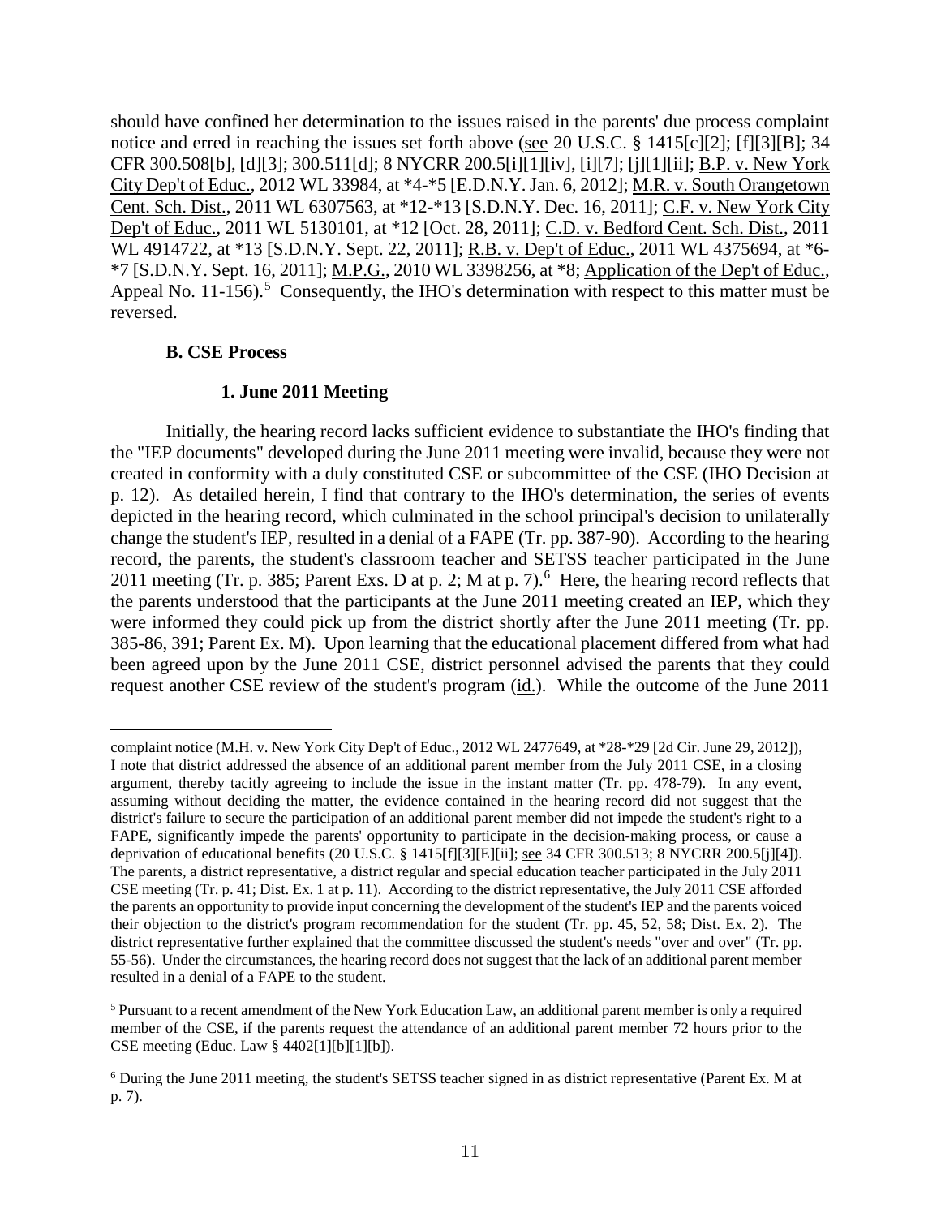should have confined her determination to the issues raised in the parents' due process complaint notice and erred in reaching the issues set forth above (see 20 U.S.C. § 1415[c][2]; [f][3][B]; 34 CFR 300.508[b], [d][3]; 300.511[d]; 8 NYCRR 200.5[i][1][iv], [i][7]; [j][1][ii]; B.P. v. New York City Dep't of Educ., 2012 WL 33984, at *4-*5 [E.D.N.Y. Jan. 6, 2012]; M.R. v. South Orangetown Cent. Sch. Dist., 2011 WL 6307563, at *12-*13 [S.D.N.Y. Dec. 16, 2011]; C.F. v. New York City Dep't of Educ., 2011 WL 5130101, at *12 [Oct. 28, 2011]; C.D. v. Bedford Cent. Sch. Dist., 2011 WL 4914722, at *13 [S.D.N.Y. Sept. 22, 2011]; R.B. v. Dep't of Educ., 2011 WL 4375694, at *6-*7 [S.D.N.Y. Sept. 16, 2011]; M.P.G., 2010 WL 3398256, at *8; Application of the Dep't of Educ., Appeal No. 11-156).[5] Consequently, the IHO's determination with respect to this matter must be reversed.

### B. CSE Process

#### 1. June 2011 Meeting

Initially, the hearing record lacks sufficient evidence to substantiate the IHO's finding that the "IEP documents" developed during the June 2011 meeting were invalid, because they were not created in conformity with a duly constituted CSE or subcommittee of the CSE (IHO Decision at p. 12). As detailed herein, I find that contrary to the IHO's determination, the series of events depicted in the hearing record, which culminated in the school principal's decision to unilaterally change the student's IEP, resulted in a denial of a FAPE (Tr. pp. 387-90). According to the hearing record, the parents, the student's classroom teacher and SETSS teacher participated in the June 2011 meeting (Tr. p. 385; Parent Exs. D at p. 2; M at p. 7).[6] Here, the hearing record reflects that the parents understood that the participants at the June 2011 meeting created an IEP, which they were informed they could pick up from the district shortly after the June 2011 meeting (Tr. pp. 385-86, 391; Parent Ex. M). Upon learning that the educational placement differed from what had been agreed upon by the June 2011 CSE, district personnel advised the parents that they could request another CSE review of the student's program (id.). While the outcome of the June 2011

---

complaint notice (M.H. v. New York City Dep't of Educ., 2012 WL 2477649, at *28-*29 [2d Cir. June 29, 2012]), I note that district addressed the absence of an additional parent member from the July 2011 CSE, in a closing argument, thereby tacitly agreeing to include the issue in the instant matter (Tr. pp. 478-79). In any event, assuming without deciding the matter, the evidence contained in the hearing record did not suggest that the district's failure to secure the participation of an additional parent member did not impede the student's right to a FAPE, significantly impede the parents' opportunity to participate in the decision-making process, or cause a deprivation of educational benefits (20 U.S.C. § 1415[f][3][E][ii]; see 34 CFR 300.513; 8 NYCRR 200.5[j][4]). The parents, a district representative, a district regular and special education teacher participated in the July 2011 CSE meeting (Tr. p. 41; Dist. Ex. 1 at p. 11). According to the district representative, the July 2011 CSE afforded the parents an opportunity to provide input concerning the development of the student's IEP and the parents voiced their objection to the district's program recommendation for the student (Tr. pp. 45, 52, 58; Dist. Ex. 2). The district representative further explained that the committee discussed the student's needs "over and over" (Tr. pp. 55-56). Under the circumstances, the hearing record does not suggest that the lack of an additional parent member resulted in a denial of a FAPE to the student.

[5] Pursuant to a recent amendment of the New York Education Law, an additional parent member is only a required member of the CSE, if the parents request the attendance of an additional parent member 72 hours prior to the CSE meeting (Educ. Law § 4402[1][b][1][b]).

[6] During the June 2011 meeting, the student's SETSS teacher signed in as district representative (Parent Ex. M at p. 7).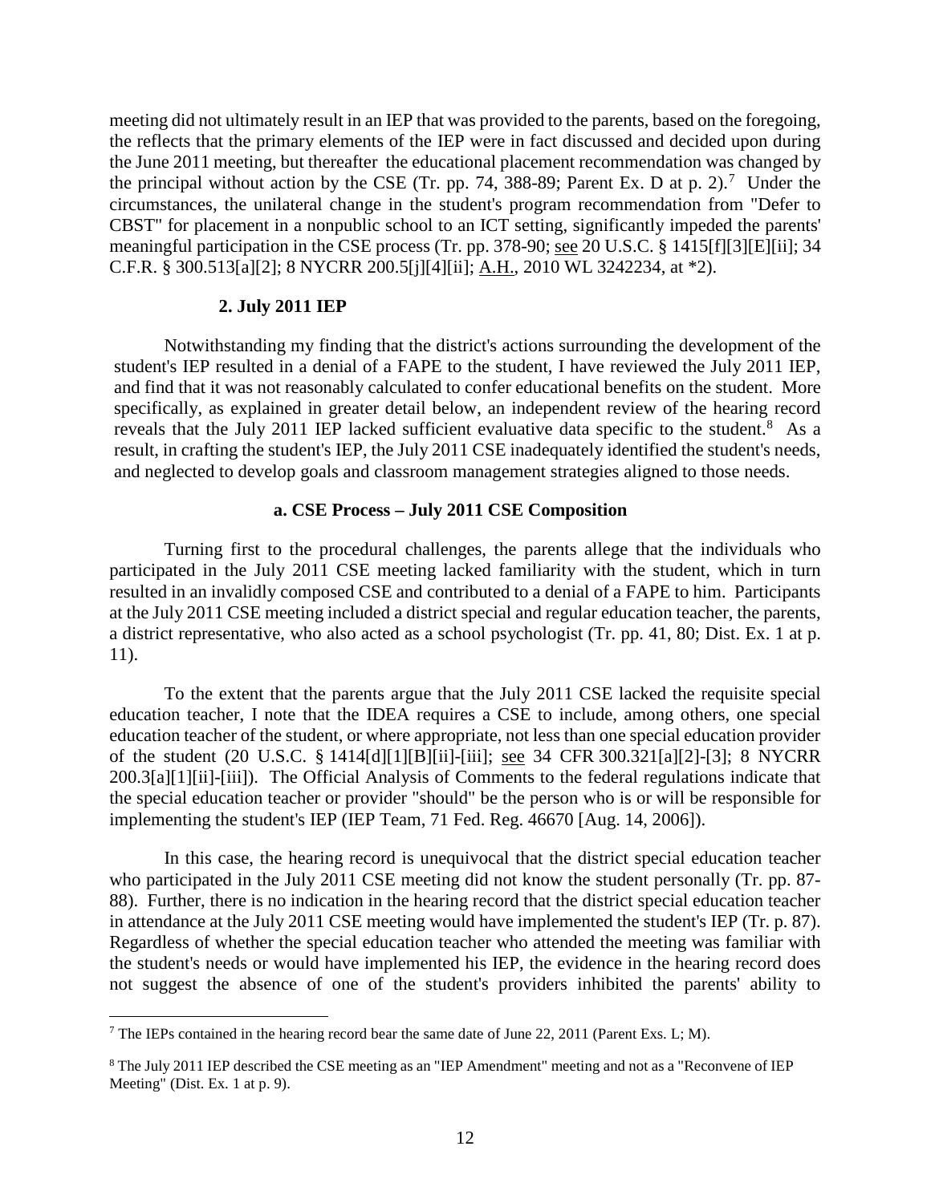meeting did not ultimately result in an IEP that was provided to the parents, based on the foregoing, the reflects that the primary elements of the IEP were in fact discussed and decided upon during the June 2011 meeting, but thereafter the educational placement recommendation was changed by the principal without action by the CSE (Tr. pp. 74, 388-89; Parent Ex. D at p. 2).[7] Under the circumstances, the unilateral change in the student's program recommendation from "Defer to CBST" for placement in a nonpublic school to an ICT setting, significantly impeded the parents' meaningful participation in the CSE process (Tr. pp. 378-90; see 20 U.S.C. § 1415[f][3][E][ii]; 34 C.F.R. § 300.513[a][2]; 8 NYCRR 200.5[j][4][ii]; A.H., 2010 WL 3242234, at *2).

### 2. July 2011 IEP

Notwithstanding my finding that the district's actions surrounding the development of the student's IEP resulted in a denial of a FAPE to the student, I have reviewed the July 2011 IEP, and find that it was not reasonably calculated to confer educational benefits on the student. More specifically, as explained in greater detail below, an independent review of the hearing record reveals that the July 2011 IEP lacked sufficient evaluative data specific to the student.[8] As a result, in crafting the student's IEP, the July 2011 CSE inadequately identified the student's needs, and neglected to develop goals and classroom management strategies aligned to those needs.

#### a. CSE Process – July 2011 CSE Composition

Turning first to the procedural challenges, the parents allege that the individuals who participated in the July 2011 CSE meeting lacked familiarity with the student, which in turn resulted in an invalidly composed CSE and contributed to a denial of a FAPE to him. Participants at the July 2011 CSE meeting included a district special and regular education teacher, the parents, a district representative, who also acted as a school psychologist (Tr. pp. 41, 80; Dist. Ex. 1 at p. 11).

To the extent that the parents argue that the July 2011 CSE lacked the requisite special education teacher, I note that the IDEA requires a CSE to include, among others, one special education teacher of the student, or where appropriate, not less than one special education provider of the student (20 U.S.C. § 1414[d][1][B][ii]-[iii]; see 34 CFR 300.321[a][2]-[3]; 8 NYCRR 200.3[a][1][ii]-[iii]). The Official Analysis of Comments to the federal regulations indicate that the special education teacher or provider "should" be the person who is or will be responsible for implementing the student's IEP (IEP Team, 71 Fed. Reg. 46670 [Aug. 14, 2006]).

In this case, the hearing record is unequivocal that the district special education teacher who participated in the July 2011 CSE meeting did not know the student personally (Tr. pp. 87-88). Further, there is no indication in the hearing record that the district special education teacher in attendance at the July 2011 CSE meeting would have implemented the student's IEP (Tr. p. 87). Regardless of whether the special education teacher who attended the meeting was familiar with the student's needs or would have implemented his IEP, the evidence in the hearing record does not suggest the absence of one of the student's providers inhibited the parents' ability to

---

[7] The IEPs contained in the hearing record bear the same date of June 22, 2011 (Parent Exs. L; M).

[8] The July 2011 IEP described the CSE meeting as an "IEP Amendment" meeting and not as a "Reconvene of IEP Meeting" (Dist. Ex. 1 at p. 9).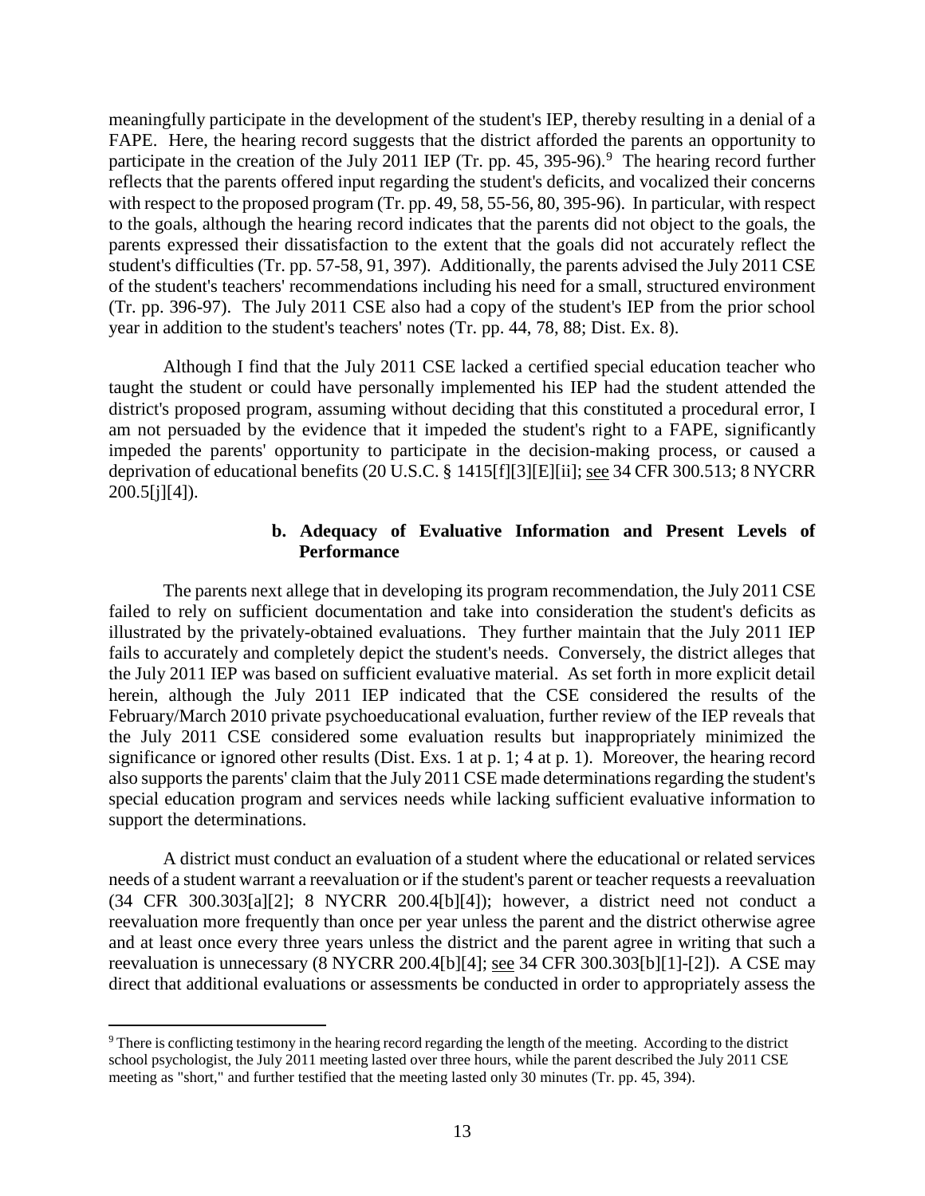meaningfully participate in the development of the student's IEP, thereby resulting in a denial of a FAPE. Here, the hearing record suggests that the district afforded the parents an opportunity to participate in the creation of the July 2011 IEP (Tr. pp. 45, 395-96).[9] The hearing record further reflects that the parents offered input regarding the student's deficits, and vocalized their concerns with respect to the proposed program (Tr. pp. 49, 58, 55-56, 80, 395-96). In particular, with respect to the goals, although the hearing record indicates that the parents did not object to the goals, the parents expressed their dissatisfaction to the extent that the goals did not accurately reflect the student's difficulties (Tr. pp. 57-58, 91, 397). Additionally, the parents advised the July 2011 CSE of the student's teachers' recommendations including his need for a small, structured environment (Tr. pp. 396-97). The July 2011 CSE also had a copy of the student's IEP from the prior school year in addition to the student's teachers' notes (Tr. pp. 44, 78, 88; Dist. Ex. 8).

Although I find that the July 2011 CSE lacked a certified special education teacher who taught the student or could have personally implemented his IEP had the student attended the district's proposed program, assuming without deciding that this constituted a procedural error, I am not persuaded by the evidence that it impeded the student's right to a FAPE, significantly impeded the parents' opportunity to participate in the decision-making process, or caused a deprivation of educational benefits (20 U.S.C. § 1415[f][3][E][ii]; see 34 CFR 300.513; 8 NYCRR 200.5[j][4]).

**b. Adequacy of Evaluative Information and Present Levels of Performance**

The parents next allege that in developing its program recommendation, the July 2011 CSE failed to rely on sufficient documentation and take into consideration the student's deficits as illustrated by the privately-obtained evaluations. They further maintain that the July 2011 IEP fails to accurately and completely depict the student's needs. Conversely, the district alleges that the July 2011 IEP was based on sufficient evaluative material. As set forth in more explicit detail herein, although the July 2011 IEP indicated that the CSE considered the results of the February/March 2010 private psychoeducational evaluation, further review of the IEP reveals that the July 2011 CSE considered some evaluation results but inappropriately minimized the significance or ignored other results (Dist. Exs. 1 at p. 1; 4 at p. 1). Moreover, the hearing record also supports the parents' claim that the July 2011 CSE made determinations regarding the student's special education program and services needs while lacking sufficient evaluative information to support the determinations.

A district must conduct an evaluation of a student where the educational or related services needs of a student warrant a reevaluation or if the student's parent or teacher requests a reevaluation (34 CFR 300.303[a][2]; 8 NYCRR 200.4[b][4]); however, a district need not conduct a reevaluation more frequently than once per year unless the parent and the district otherwise agree and at least once every three years unless the district and the parent agree in writing that such a reevaluation is unnecessary (8 NYCRR 200.4[b][4]; see 34 CFR 300.303[b][1]-[2]). A CSE may direct that additional evaluations or assessments be conducted in order to appropriately assess the

[9] There is conflicting testimony in the hearing record regarding the length of the meeting. According to the district school psychologist, the July 2011 meeting lasted over three hours, while the parent described the July 2011 CSE meeting as "short," and further testified that the meeting lasted only 30 minutes (Tr. pp. 45, 394).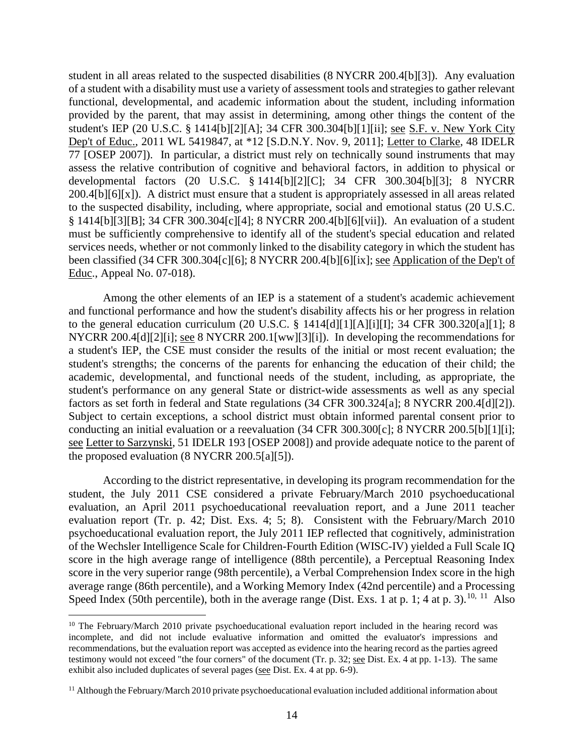student in all areas related to the suspected disabilities (8 NYCRR 200.4[b][3]). Any evaluation of a student with a disability must use a variety of assessment tools and strategies to gather relevant functional, developmental, and academic information about the student, including information provided by the parent, that may assist in determining, among other things the content of the student's IEP (20 U.S.C. § 1414[b][2][A]; 34 CFR 300.304[b][1][ii]; see S.F. v. New York City Dep't of Educ., 2011 WL 5419847, at *12 [S.D.N.Y. Nov. 9, 2011]; Letter to Clarke, 48 IDELR 77 [OSEP 2007]). In particular, a district must rely on technically sound instruments that may assess the relative contribution of cognitive and behavioral factors, in addition to physical or developmental factors (20 U.S.C. § 1414[b][2][C]; 34 CFR 300.304[b][3]; 8 NYCRR 200.4[b][6][x]). A district must ensure that a student is appropriately assessed in all areas related to the suspected disability, including, where appropriate, social and emotional status (20 U.S.C. § 1414[b][3][B]; 34 CFR 300.304[c][4]; 8 NYCRR 200.4[b][6][vii]). An evaluation of a student must be sufficiently comprehensive to identify all of the student's special education and related services needs, whether or not commonly linked to the disability category in which the student has been classified (34 CFR 300.304[c][6]; 8 NYCRR 200.4[b][6][ix]; see Application of the Dep't of Educ., Appeal No. 07-018).

Among the other elements of an IEP is a statement of a student's academic achievement and functional performance and how the student's disability affects his or her progress in relation to the general education curriculum (20 U.S.C. § 1414[d][1][A][i][I]; 34 CFR 300.320[a][1]; 8 NYCRR 200.4[d][2][i]; see 8 NYCRR 200.1[ww][3][i]). In developing the recommendations for a student's IEP, the CSE must consider the results of the initial or most recent evaluation; the student's strengths; the concerns of the parents for enhancing the education of their child; the academic, developmental, and functional needs of the student, including, as appropriate, the student's performance on any general State or district-wide assessments as well as any special factors as set forth in federal and State regulations (34 CFR 300.324[a]; 8 NYCRR 200.4[d][2]). Subject to certain exceptions, a school district must obtain informed parental consent prior to conducting an initial evaluation or a reevaluation (34 CFR 300.300[c]; 8 NYCRR 200.5[b][1][i]; see Letter to Sarzynski, 51 IDELR 193 [OSEP 2008]) and provide adequate notice to the parent of the proposed evaluation (8 NYCRR 200.5[a][5]).

According to the district representative, in developing its program recommendation for the student, the July 2011 CSE considered a private February/March 2010 psychoeducational evaluation, an April 2011 psychoeducational reevaluation report, and a June 2011 teacher evaluation report (Tr. p. 42; Dist. Exs. 4; 5; 8). Consistent with the February/March 2010 psychoeducational evaluation report, the July 2011 IEP reflected that cognitively, administration of the Wechsler Intelligence Scale for Children-Fourth Edition (WISC-IV) yielded a Full Scale IQ score in the high average range of intelligence (88th percentile), a Perceptual Reasoning Index score in the very superior range (98th percentile), a Verbal Comprehension Index score in the high average range (86th percentile), and a Working Memory Index (42nd percentile) and a Processing Speed Index (50th percentile), both in the average range (Dist. Exs. 1 at p. 1; 4 at p. 3).[10, 11] Also

[10] The February/March 2010 private psychoeducational evaluation report included in the hearing record was incomplete, and did not include evaluative information and omitted the evaluator's impressions and recommendations, but the evaluation report was accepted as evidence into the hearing record as the parties agreed testimony would not exceed "the four corners" of the document (Tr. p. 32; see Dist. Ex. 4 at pp. 1-13). The same exhibit also included duplicates of several pages (see Dist. Ex. 4 at pp. 6-9).

[11] Although the February/March 2010 private psychoeducational evaluation included additional information about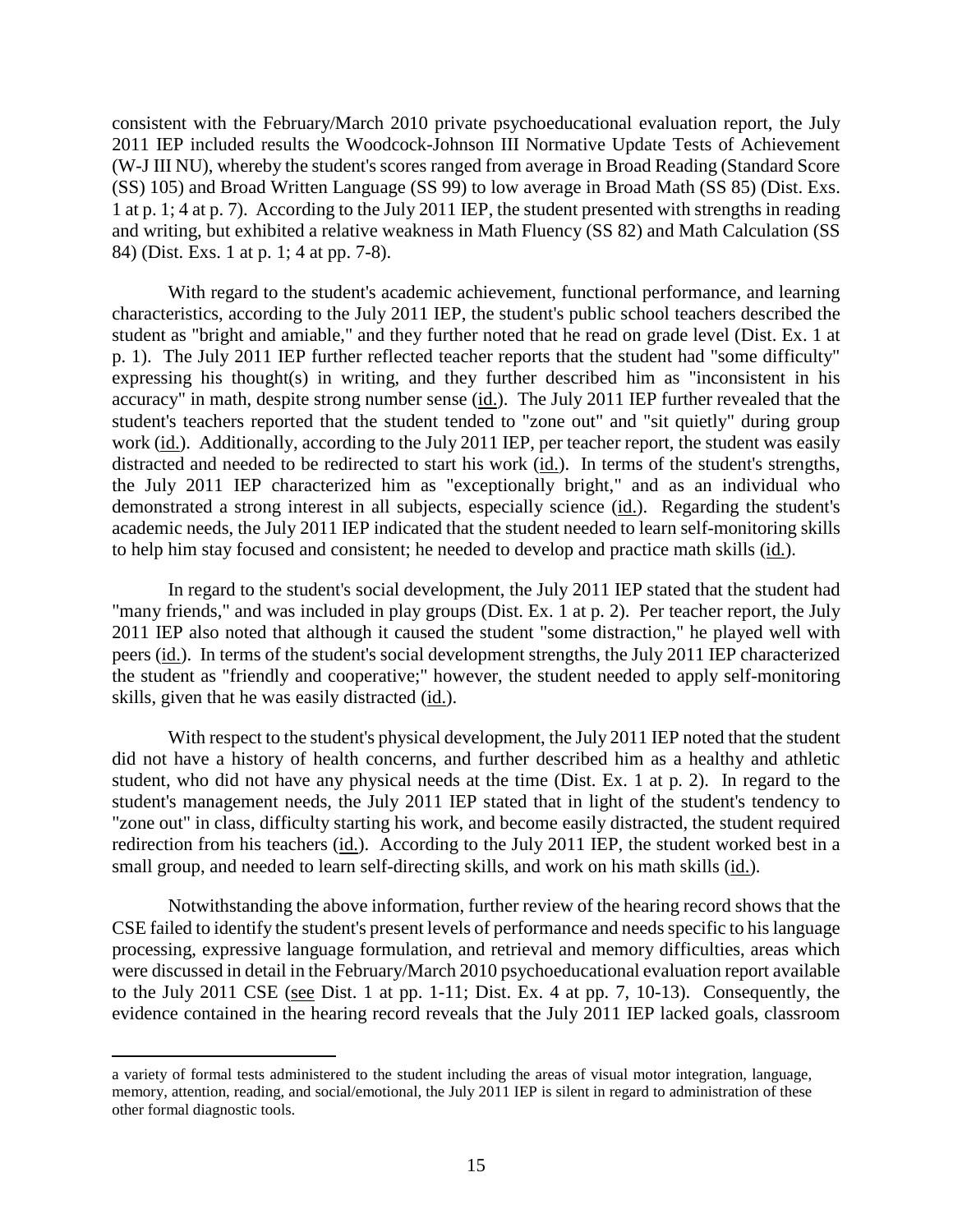consistent with the February/March 2010 private psychoeducational evaluation report, the July 2011 IEP included results the Woodcock-Johnson III Normative Update Tests of Achievement (W-J III NU), whereby the student's scores ranged from average in Broad Reading (Standard Score (SS) 105) and Broad Written Language (SS 99) to low average in Broad Math (SS 85) (Dist. Exs. 1 at p. 1; 4 at p. 7). According to the July 2011 IEP, the student presented with strengths in reading and writing, but exhibited a relative weakness in Math Fluency (SS 82) and Math Calculation (SS 84) (Dist. Exs. 1 at p. 1; 4 at pp. 7-8).

With regard to the student's academic achievement, functional performance, and learning characteristics, according to the July 2011 IEP, the student's public school teachers described the student as "bright and amiable," and they further noted that he read on grade level (Dist. Ex. 1 at p. 1). The July 2011 IEP further reflected teacher reports that the student had "some difficulty" expressing his thought(s) in writing, and they further described him as "inconsistent in his accuracy" in math, despite strong number sense (id.). The July 2011 IEP further revealed that the student's teachers reported that the student tended to "zone out" and "sit quietly" during group work (id.). Additionally, according to the July 2011 IEP, per teacher report, the student was easily distracted and needed to be redirected to start his work (id.). In terms of the student's strengths, the July 2011 IEP characterized him as "exceptionally bright," and as an individual who demonstrated a strong interest in all subjects, especially science (id.). Regarding the student's academic needs, the July 2011 IEP indicated that the student needed to learn self-monitoring skills to help him stay focused and consistent; he needed to develop and practice math skills (id.).

In regard to the student's social development, the July 2011 IEP stated that the student had "many friends," and was included in play groups (Dist. Ex. 1 at p. 2). Per teacher report, the July 2011 IEP also noted that although it caused the student "some distraction," he played well with peers (id.). In terms of the student's social development strengths, the July 2011 IEP characterized the student as "friendly and cooperative;" however, the student needed to apply self-monitoring skills, given that he was easily distracted (id.).

With respect to the student's physical development, the July 2011 IEP noted that the student did not have a history of health concerns, and further described him as a healthy and athletic student, who did not have any physical needs at the time (Dist. Ex. 1 at p. 2). In regard to the student's management needs, the July 2011 IEP stated that in light of the student's tendency to "zone out" in class, difficulty starting his work, and become easily distracted, the student required redirection from his teachers (id.). According to the July 2011 IEP, the student worked best in a small group, and needed to learn self-directing skills, and work on his math skills (id.).

Notwithstanding the above information, further review of the hearing record shows that the CSE failed to identify the student's present levels of performance and needs specific to his language processing, expressive language formulation, and retrieval and memory difficulties, areas which were discussed in detail in the February/March 2010 psychoeducational evaluation report available to the July 2011 CSE (see Dist. 1 at pp. 1-11; Dist. Ex. 4 at pp. 7, 10-13). Consequently, the evidence contained in the hearing record reveals that the July 2011 IEP lacked goals, classroom

---

a variety of formal tests administered to the student including the areas of visual motor integration, language, memory, attention, reading, and social/emotional, the July 2011 IEP is silent in regard to administration of these other formal diagnostic tools.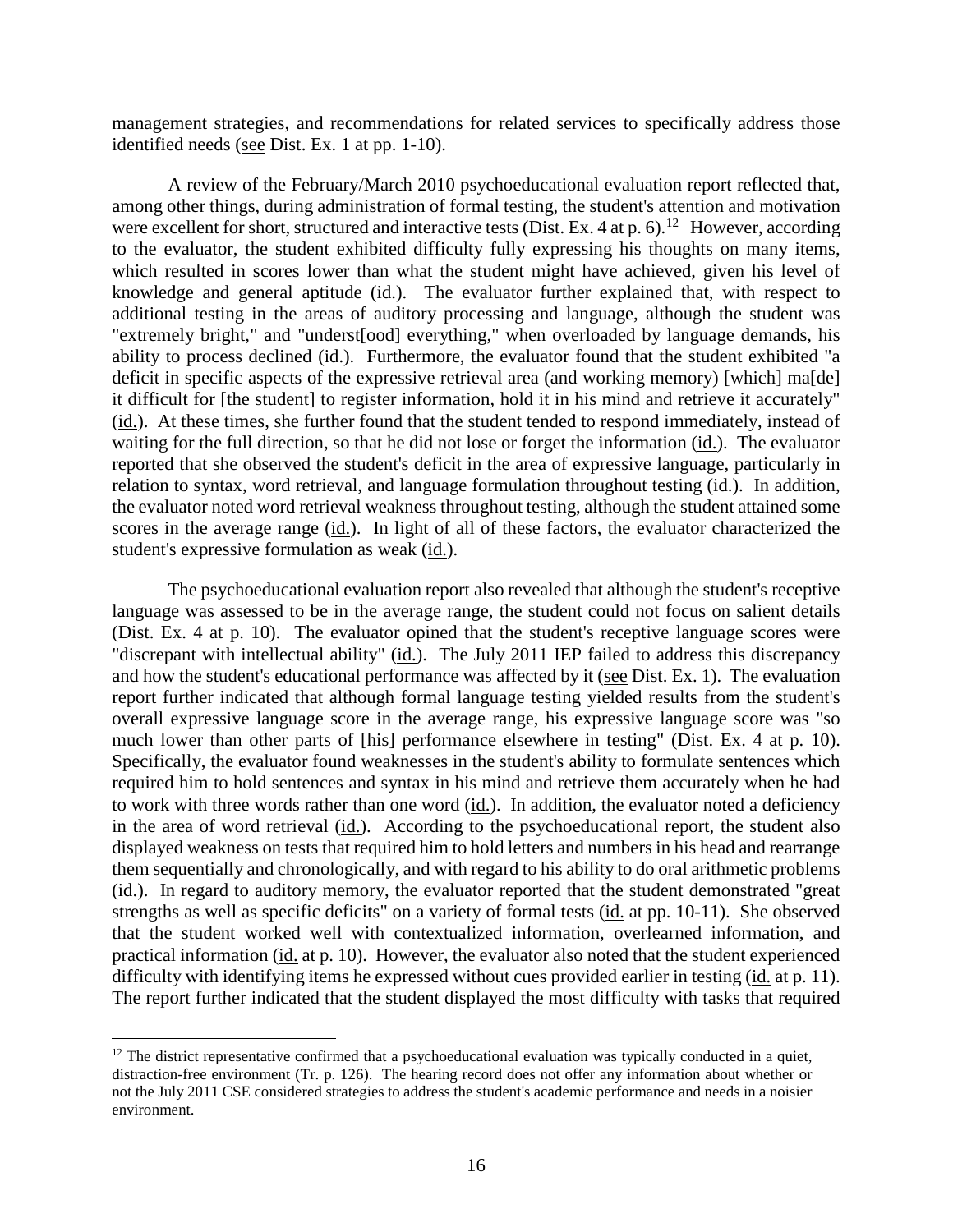management strategies, and recommendations for related services to specifically address those identified needs (see Dist. Ex. 1 at pp. 1-10).

A review of the February/March 2010 psychoeducational evaluation report reflected that, among other things, during administration of formal testing, the student's attention and motivation were excellent for short, structured and interactive tests (Dist. Ex. 4 at p. 6).[12] However, according to the evaluator, the student exhibited difficulty fully expressing his thoughts on many items, which resulted in scores lower than what the student might have achieved, given his level of knowledge and general aptitude (id.). The evaluator further explained that, with respect to additional testing in the areas of auditory processing and language, although the student was "extremely bright," and "underst[ood] everything," when overloaded by language demands, his ability to process declined (id.). Furthermore, the evaluator found that the student exhibited "a deficit in specific aspects of the expressive retrieval area (and working memory) [which] ma[de] it difficult for [the student] to register information, hold it in his mind and retrieve it accurately" (id.). At these times, she further found that the student tended to respond immediately, instead of waiting for the full direction, so that he did not lose or forget the information (id.). The evaluator reported that she observed the student's deficit in the area of expressive language, particularly in relation to syntax, word retrieval, and language formulation throughout testing (id.). In addition, the evaluator noted word retrieval weakness throughout testing, although the student attained some scores in the average range (id.). In light of all of these factors, the evaluator characterized the student's expressive formulation as weak (id.).

The psychoeducational evaluation report also revealed that although the student's receptive language was assessed to be in the average range, the student could not focus on salient details (Dist. Ex. 4 at p. 10). The evaluator opined that the student's receptive language scores were "discrepant with intellectual ability" (id.). The July 2011 IEP failed to address this discrepancy and how the student's educational performance was affected by it (see Dist. Ex. 1). The evaluation report further indicated that although formal language testing yielded results from the student's overall expressive language score in the average range, his expressive language score was "so much lower than other parts of [his] performance elsewhere in testing" (Dist. Ex. 4 at p. 10). Specifically, the evaluator found weaknesses in the student's ability to formulate sentences which required him to hold sentences and syntax in his mind and retrieve them accurately when he had to work with three words rather than one word (id.). In addition, the evaluator noted a deficiency in the area of word retrieval (id.). According to the psychoeducational report, the student also displayed weakness on tests that required him to hold letters and numbers in his head and rearrange them sequentially and chronologically, and with regard to his ability to do oral arithmetic problems (id.). In regard to auditory memory, the evaluator reported that the student demonstrated "great strengths as well as specific deficits" on a variety of formal tests (id. at pp. 10-11). She observed that the student worked well with contextualized information, overlearned information, and practical information (id. at p. 10). However, the evaluator also noted that the student experienced difficulty with identifying items he expressed without cues provided earlier in testing (id. at p. 11). The report further indicated that the student displayed the most difficulty with tasks that required

[12] The district representative confirmed that a psychoeducational evaluation was typically conducted in a quiet, distraction-free environment (Tr. p. 126). The hearing record does not offer any information about whether or not the July 2011 CSE considered strategies to address the student's academic performance and needs in a noisier environment.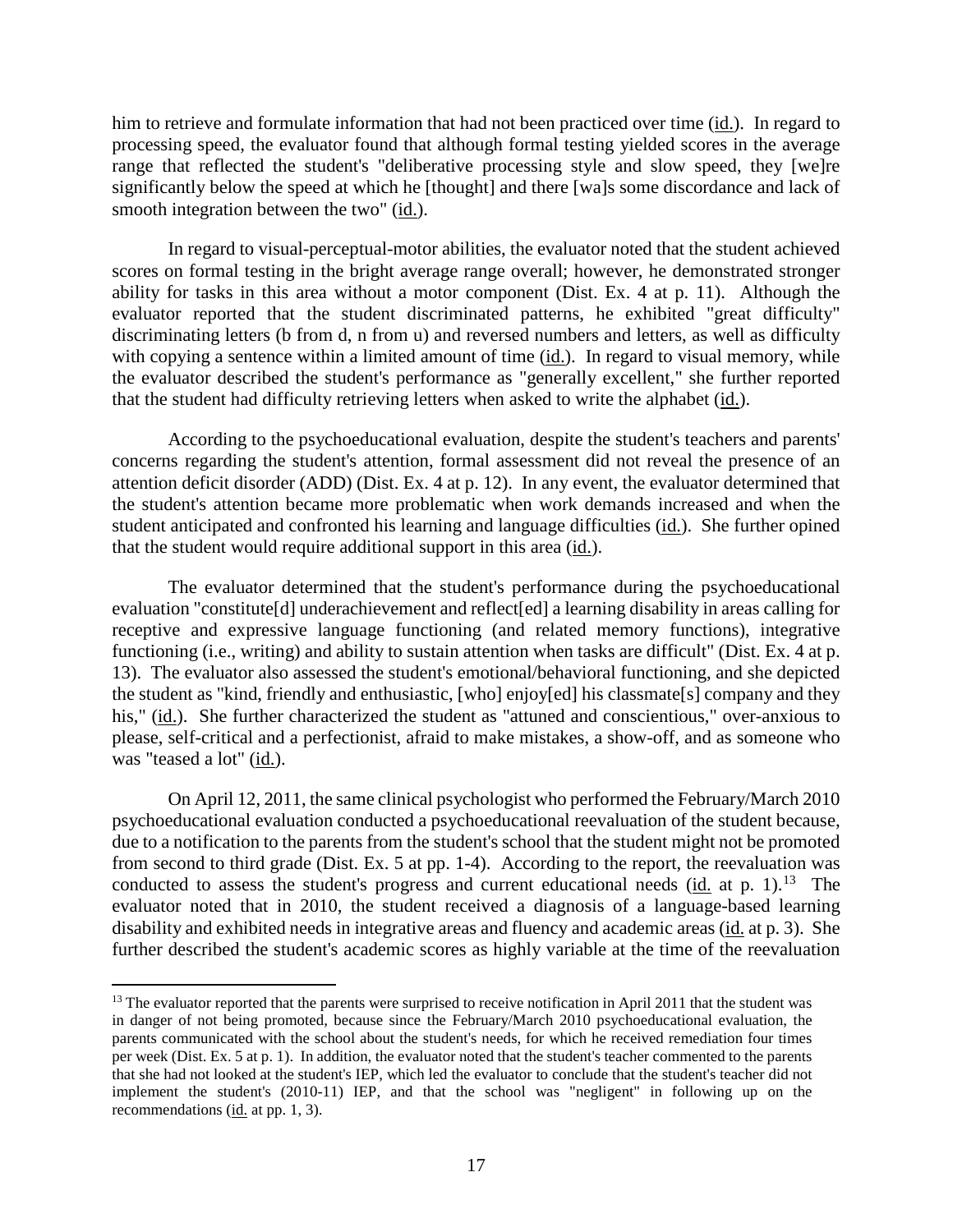him to retrieve and formulate information that had not been practiced over time (id.). In regard to processing speed, the evaluator found that although formal testing yielded scores in the average range that reflected the student's "deliberative processing style and slow speed, they [we]re significantly below the speed at which he [thought] and there [wa]s some discordance and lack of smooth integration between the two" (id.).

In regard to visual-perceptual-motor abilities, the evaluator noted that the student achieved scores on formal testing in the bright average range overall; however, he demonstrated stronger ability for tasks in this area without a motor component (Dist. Ex. 4 at p. 11). Although the evaluator reported that the student discriminated patterns, he exhibited "great difficulty" discriminating letters (b from d, n from u) and reversed numbers and letters, as well as difficulty with copying a sentence within a limited amount of time (id.). In regard to visual memory, while the evaluator described the student's performance as "generally excellent," she further reported that the student had difficulty retrieving letters when asked to write the alphabet (id.).

According to the psychoeducational evaluation, despite the student's teachers and parents' concerns regarding the student's attention, formal assessment did not reveal the presence of an attention deficit disorder (ADD) (Dist. Ex. 4 at p. 12). In any event, the evaluator determined that the student's attention became more problematic when work demands increased and when the student anticipated and confronted his learning and language difficulties (id.). She further opined that the student would require additional support in this area (id.).

The evaluator determined that the student's performance during the psychoeducational evaluation "constitute[d] underachievement and reflect[ed] a learning disability in areas calling for receptive and expressive language functioning (and related memory functions), integrative functioning (i.e., writing) and ability to sustain attention when tasks are difficult" (Dist. Ex. 4 at p. 13). The evaluator also assessed the student's emotional/behavioral functioning, and she depicted the student as "kind, friendly and enthusiastic, [who] enjoy[ed] his classmate[s] company and they his," (id.). She further characterized the student as "attuned and conscientious," over-anxious to please, self-critical and a perfectionist, afraid to make mistakes, a show-off, and as someone who was "teased a lot" (id.).

On April 12, 2011, the same clinical psychologist who performed the February/March 2010 psychoeducational evaluation conducted a psychoeducational reevaluation of the student because, due to a notification to the parents from the student's school that the student might not be promoted from second to third grade (Dist. Ex. 5 at pp. 1-4). According to the report, the reevaluation was conducted to assess the student's progress and current educational needs (id. at p. 1).[13] The evaluator noted that in 2010, the student received a diagnosis of a language-based learning disability and exhibited needs in integrative areas and fluency and academic areas (id. at p. 3). She further described the student's academic scores as highly variable at the time of the reevaluation

[13] The evaluator reported that the parents were surprised to receive notification in April 2011 that the student was in danger of not being promoted, because since the February/March 2010 psychoeducational evaluation, the parents communicated with the school about the student's needs, for which he received remediation four times per week (Dist. Ex. 5 at p. 1). In addition, the evaluator noted that the student's teacher commented to the parents that she had not looked at the student's IEP, which led the evaluator to conclude that the student's teacher did not implement the student's (2010-11) IEP, and that the school was "negligent" in following up on the recommendations (id. at pp. 1, 3).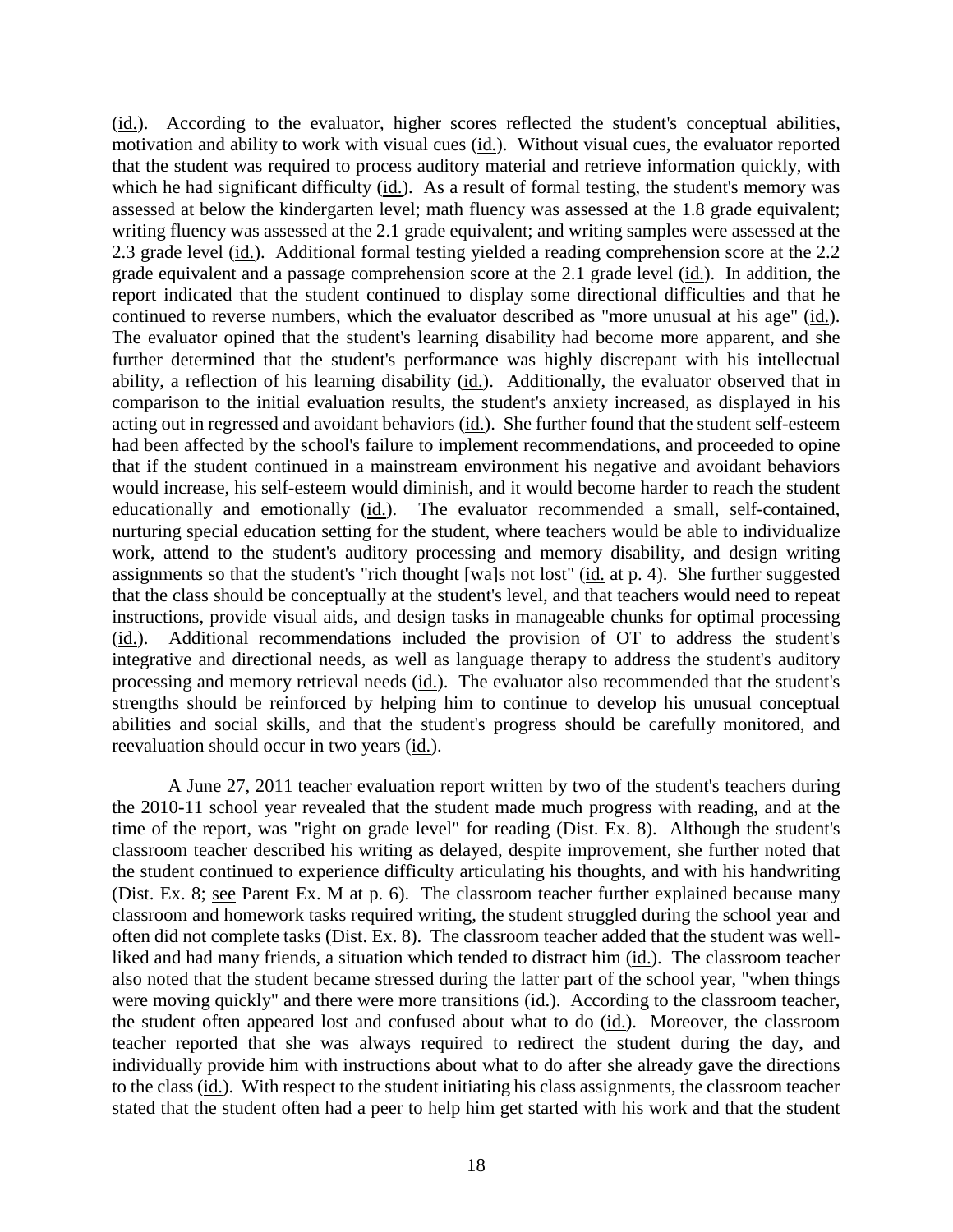(id.). According to the evaluator, higher scores reflected the student's conceptual abilities, motivation and ability to work with visual cues (id.). Without visual cues, the evaluator reported that the student was required to process auditory material and retrieve information quickly, with which he had significant difficulty (id.). As a result of formal testing, the student's memory was assessed at below the kindergarten level; math fluency was assessed at the 1.8 grade equivalent; writing fluency was assessed at the 2.1 grade equivalent; and writing samples were assessed at the 2.3 grade level (id.). Additional formal testing yielded a reading comprehension score at the 2.2 grade equivalent and a passage comprehension score at the 2.1 grade level (id.). In addition, the report indicated that the student continued to display some directional difficulties and that he continued to reverse numbers, which the evaluator described as "more unusual at his age" (id.). The evaluator opined that the student's learning disability had become more apparent, and she further determined that the student's performance was highly discrepant with his intellectual ability, a reflection of his learning disability (id.). Additionally, the evaluator observed that in comparison to the initial evaluation results, the student's anxiety increased, as displayed in his acting out in regressed and avoidant behaviors (id.). She further found that the student self-esteem had been affected by the school's failure to implement recommendations, and proceeded to opine that if the student continued in a mainstream environment his negative and avoidant behaviors would increase, his self-esteem would diminish, and it would become harder to reach the student educationally and emotionally (id.). The evaluator recommended a small, self-contained, nurturing special education setting for the student, where teachers would be able to individualize work, attend to the student's auditory processing and memory disability, and design writing assignments so that the student's "rich thought [wa]s not lost" (id. at p. 4). She further suggested that the class should be conceptually at the student's level, and that teachers would need to repeat instructions, provide visual aids, and design tasks in manageable chunks for optimal processing (id.). Additional recommendations included the provision of OT to address the student's integrative and directional needs, as well as language therapy to address the student's auditory processing and memory retrieval needs (id.). The evaluator also recommended that the student's strengths should be reinforced by helping him to continue to develop his unusual conceptual abilities and social skills, and that the student's progress should be carefully monitored, and reevaluation should occur in two years (id.).

A June 27, 2011 teacher evaluation report written by two of the student's teachers during the 2010-11 school year revealed that the student made much progress with reading, and at the time of the report, was "right on grade level" for reading (Dist. Ex. 8). Although the student's classroom teacher described his writing as delayed, despite improvement, she further noted that the student continued to experience difficulty articulating his thoughts, and with his handwriting (Dist. Ex. 8; see Parent Ex. M at p. 6). The classroom teacher further explained because many classroom and homework tasks required writing, the student struggled during the school year and often did not complete tasks (Dist. Ex. 8). The classroom teacher added that the student was well-liked and had many friends, a situation which tended to distract him (id.). The classroom teacher also noted that the student became stressed during the latter part of the school year, "when things were moving quickly" and there were more transitions (id.). According to the classroom teacher, the student often appeared lost and confused about what to do (id.). Moreover, the classroom teacher reported that she was always required to redirect the student during the day, and individually provide him with instructions about what to do after she already gave the directions to the class (id.). With respect to the student initiating his class assignments, the classroom teacher stated that the student often had a peer to help him get started with his work and that the student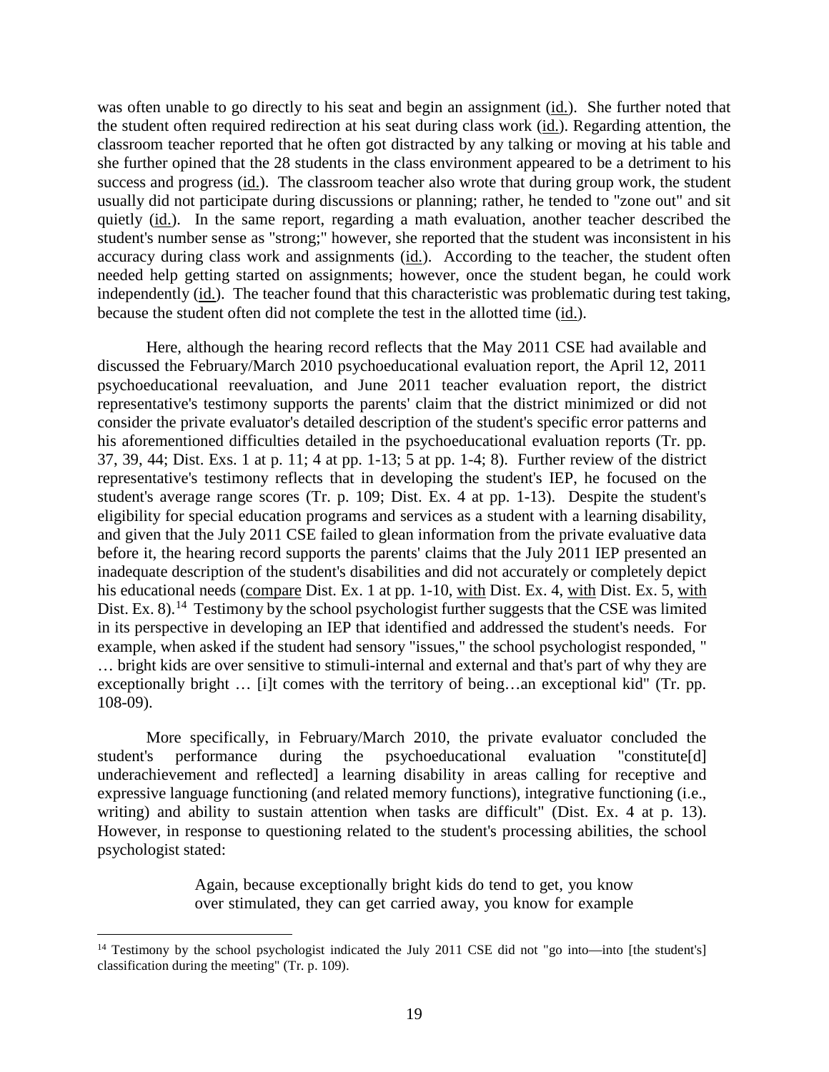was often unable to go directly to his seat and begin an assignment (id.). She further noted that the student often required redirection at his seat during class work (id.). Regarding attention, the classroom teacher reported that he often got distracted by any talking or moving at his table and she further opined that the 28 students in the class environment appeared to be a detriment to his success and progress (id.). The classroom teacher also wrote that during group work, the student usually did not participate during discussions or planning; rather, he tended to "zone out" and sit quietly (id.). In the same report, regarding a math evaluation, another teacher described the student's number sense as "strong;" however, she reported that the student was inconsistent in his accuracy during class work and assignments (id.). According to the teacher, the student often needed help getting started on assignments; however, once the student began, he could work independently (id.). The teacher found that this characteristic was problematic during test taking, because the student often did not complete the test in the allotted time (id.).

Here, although the hearing record reflects that the May 2011 CSE had available and discussed the February/March 2010 psychoeducational evaluation report, the April 12, 2011 psychoeducational reevaluation, and June 2011 teacher evaluation report, the district representative's testimony supports the parents' claim that the district minimized or did not consider the private evaluator's detailed description of the student's specific error patterns and his aforementioned difficulties detailed in the psychoeducational evaluation reports (Tr. pp. 37, 39, 44; Dist. Exs. 1 at p. 11; 4 at pp. 1-13; 5 at pp. 1-4; 8). Further review of the district representative's testimony reflects that in developing the student's IEP, he focused on the student's average range scores (Tr. p. 109; Dist. Ex. 4 at pp. 1-13). Despite the student's eligibility for special education programs and services as a student with a learning disability, and given that the July 2011 CSE failed to glean information from the private evaluative data before it, the hearing record supports the parents' claims that the July 2011 IEP presented an inadequate description of the student's disabilities and did not accurately or completely depict his educational needs (compare Dist. Ex. 1 at pp. 1-10, with Dist. Ex. 4, with Dist. Ex. 5, with Dist. Ex. 8).[14] Testimony by the school psychologist further suggests that the CSE was limited in its perspective in developing an IEP that identified and addressed the student's needs. For example, when asked if the student had sensory "issues," the school psychologist responded, " … bright kids are over sensitive to stimuli-internal and external and that's part of why they are exceptionally bright … [i]t comes with the territory of being…an exceptional kid" (Tr. pp. 108-09).

More specifically, in February/March 2010, the private evaluator concluded the student's performance during the psychoeducational evaluation "constitute[d] underachievement and reflected] a learning disability in areas calling for receptive and expressive language functioning (and related memory functions), integrative functioning (i.e., writing) and ability to sustain attention when tasks are difficult" (Dist. Ex. 4 at p. 13). However, in response to questioning related to the student's processing abilities, the school psychologist stated:

> Again, because exceptionally bright kids do tend to get, you know over stimulated, they can get carried away, you know for example

[14] Testimony by the school psychologist indicated the July 2011 CSE did not "go into—into [the student's] classification during the meeting" (Tr. p. 109).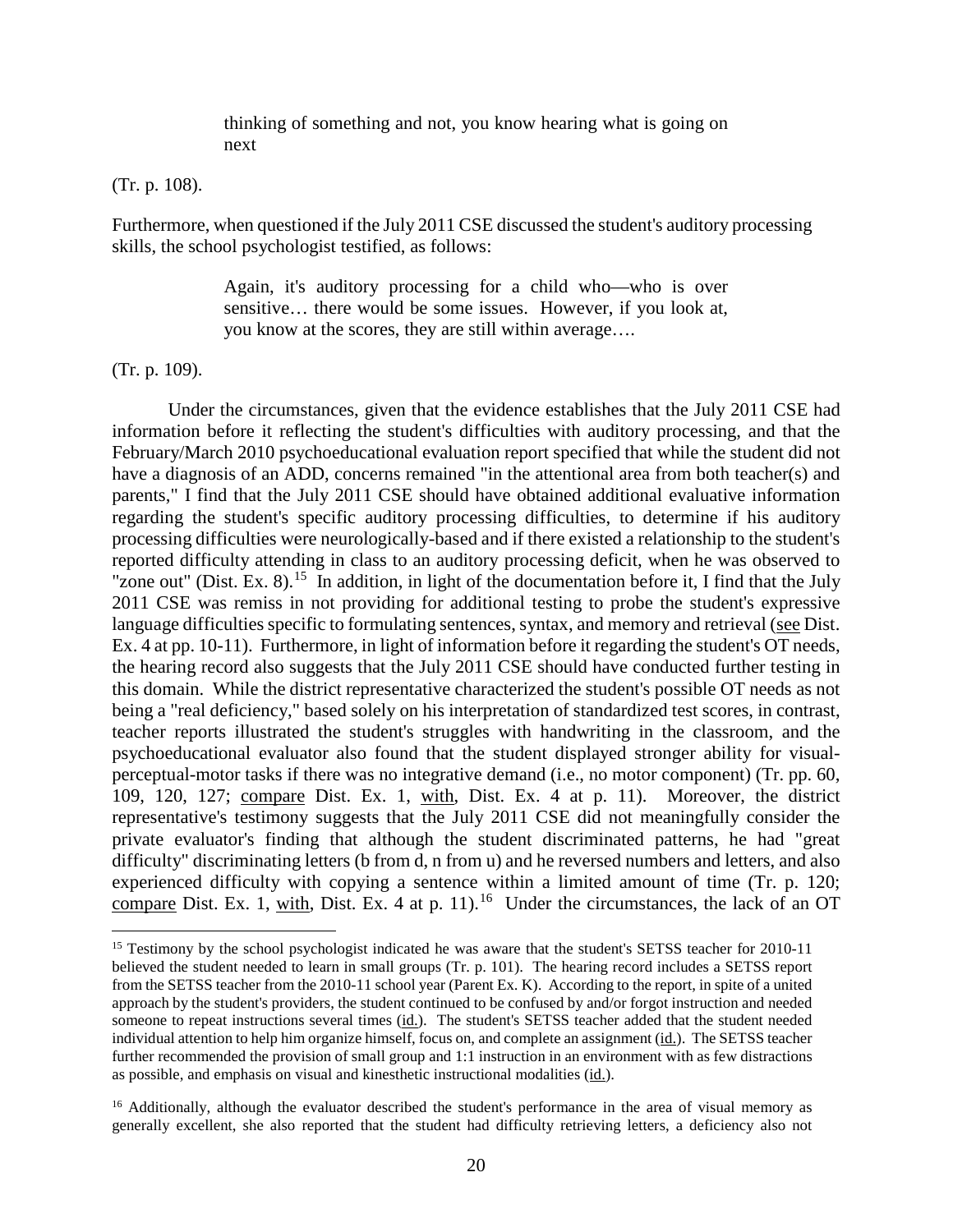> thinking of something and not, you know hearing what is going on next

(Tr. p. 108).

Furthermore, when questioned if the July 2011 CSE discussed the student's auditory processing skills, the school psychologist testified, as follows:

> Again, it's auditory processing for a child who—who is over sensitive… there would be some issues. However, if you look at, you know at the scores, they are still within average….

(Tr. p. 109).

Under the circumstances, given that the evidence establishes that the July 2011 CSE had information before it reflecting the student's difficulties with auditory processing, and that the February/March 2010 psychoeducational evaluation report specified that while the student did not have a diagnosis of an ADD, concerns remained "in the attentional area from both teacher(s) and parents," I find that the July 2011 CSE should have obtained additional evaluative information regarding the student's specific auditory processing difficulties, to determine if his auditory processing difficulties were neurologically-based and if there existed a relationship to the student's reported difficulty attending in class to an auditory processing deficit, when he was observed to "zone out" (Dist. Ex. 8).[15] In addition, in light of the documentation before it, I find that the July 2011 CSE was remiss in not providing for additional testing to probe the student's expressive language difficulties specific to formulating sentences, syntax, and memory and retrieval (see Dist. Ex. 4 at pp. 10-11). Furthermore, in light of information before it regarding the student's OT needs, the hearing record also suggests that the July 2011 CSE should have conducted further testing in this domain. While the district representative characterized the student's possible OT needs as not being a "real deficiency," based solely on his interpretation of standardized test scores, in contrast, teacher reports illustrated the student's struggles with handwriting in the classroom, and the psychoeducational evaluator also found that the student displayed stronger ability for visual-perceptual-motor tasks if there was no integrative demand (i.e., no motor component) (Tr. pp. 60, 109, 120, 127; compare Dist. Ex. 1, with, Dist. Ex. 4 at p. 11). Moreover, the district representative's testimony suggests that the July 2011 CSE did not meaningfully consider the private evaluator's finding that although the student discriminated patterns, he had "great difficulty" discriminating letters (b from d, n from u) and he reversed numbers and letters, and also experienced difficulty with copying a sentence within a limited amount of time (Tr. p. 120; compare Dist. Ex. 1, with, Dist. Ex. 4 at p. 11).[16] Under the circumstances, the lack of an OT

---

[15] Testimony by the school psychologist indicated he was aware that the student's SETSS teacher for 2010-11 believed the student needed to learn in small groups (Tr. p. 101). The hearing record includes a SETSS report from the SETSS teacher from the 2010-11 school year (Parent Ex. K). According to the report, in spite of a united approach by the student's providers, the student continued to be confused by and/or forgot instruction and needed someone to repeat instructions several times (id.). The student's SETSS teacher added that the student needed individual attention to help him organize himself, focus on, and complete an assignment (id.). The SETSS teacher further recommended the provision of small group and 1:1 instruction in an environment with as few distractions as possible, and emphasis on visual and kinesthetic instructional modalities (id.).

[16] Additionally, although the evaluator described the student's performance in the area of visual memory as generally excellent, she also reported that the student had difficulty retrieving letters, a deficiency also not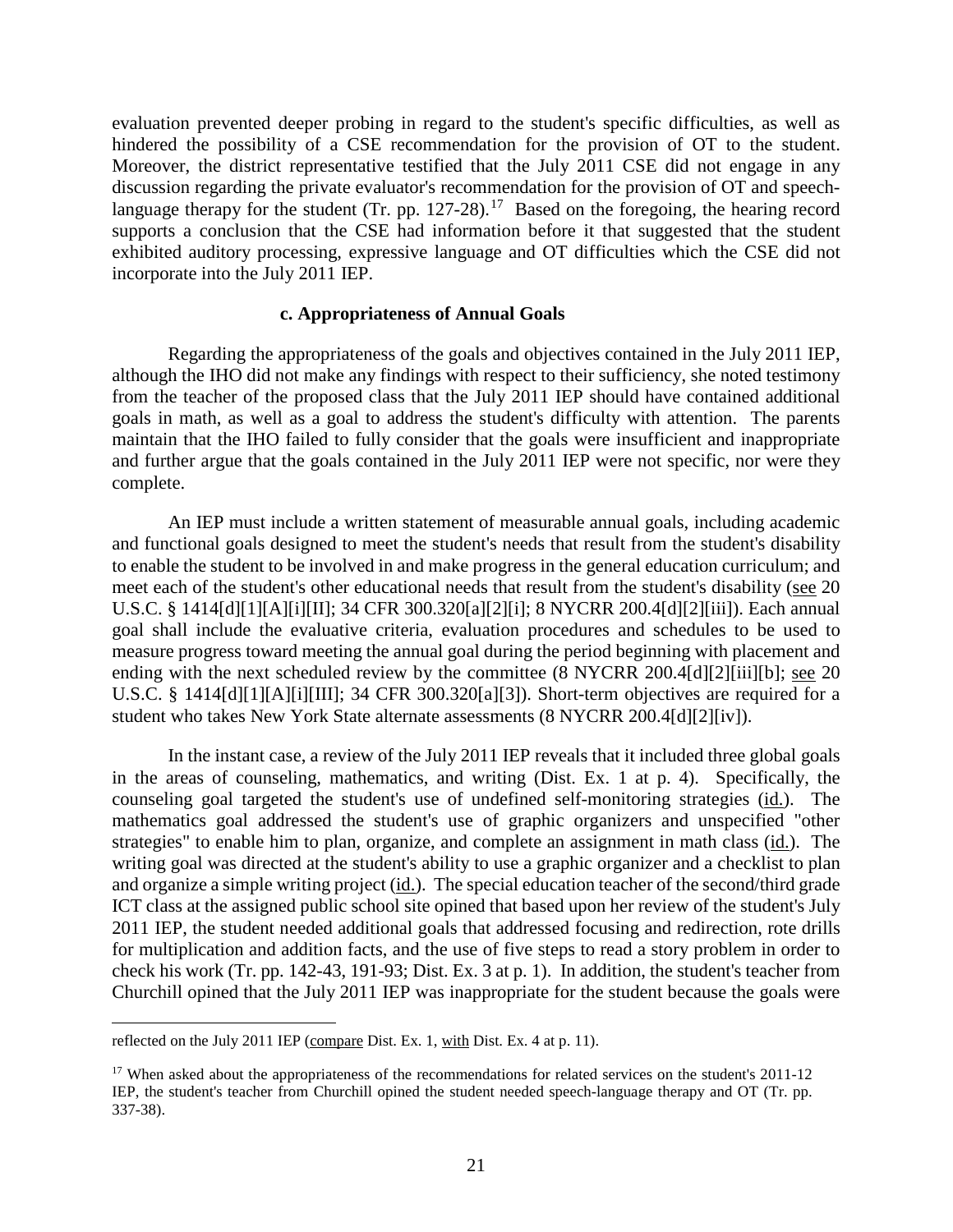evaluation prevented deeper probing in regard to the student's specific difficulties, as well as hindered the possibility of a CSE recommendation for the provision of OT to the student. Moreover, the district representative testified that the July 2011 CSE did not engage in any discussion regarding the private evaluator's recommendation for the provision of OT and speech-language therapy for the student (Tr. pp. 127-28).[17] Based on the foregoing, the hearing record supports a conclusion that the CSE had information before it that suggested that the student exhibited auditory processing, expressive language and OT difficulties which the CSE did not incorporate into the July 2011 IEP.

#### c. Appropriateness of Annual Goals

Regarding the appropriateness of the goals and objectives contained in the July 2011 IEP, although the IHO did not make any findings with respect to their sufficiency, she noted testimony from the teacher of the proposed class that the July 2011 IEP should have contained additional goals in math, as well as a goal to address the student's difficulty with attention. The parents maintain that the IHO failed to fully consider that the goals were insufficient and inappropriate and further argue that the goals contained in the July 2011 IEP were not specific, nor were they complete.

An IEP must include a written statement of measurable annual goals, including academic and functional goals designed to meet the student's needs that result from the student's disability to enable the student to be involved in and make progress in the general education curriculum; and meet each of the student's other educational needs that result from the student's disability (see 20 U.S.C. § 1414[d][1][A][i][II]; 34 CFR 300.320[a][2][i]; 8 NYCRR 200.4[d][2][iii]). Each annual goal shall include the evaluative criteria, evaluation procedures and schedules to be used to measure progress toward meeting the annual goal during the period beginning with placement and ending with the next scheduled review by the committee (8 NYCRR 200.4[d][2][iii][b]; see 20 U.S.C. § 1414[d][1][A][i][III]; 34 CFR 300.320[a][3]). Short-term objectives are required for a student who takes New York State alternate assessments (8 NYCRR 200.4[d][2][iv]).

In the instant case, a review of the July 2011 IEP reveals that it included three global goals in the areas of counseling, mathematics, and writing (Dist. Ex. 1 at p. 4). Specifically, the counseling goal targeted the student's use of undefined self-monitoring strategies (id.). The mathematics goal addressed the student's use of graphic organizers and unspecified "other strategies" to enable him to plan, organize, and complete an assignment in math class (id.). The writing goal was directed at the student's ability to use a graphic organizer and a checklist to plan and organize a simple writing project (id.). The special education teacher of the second/third grade ICT class at the assigned public school site opined that based upon her review of the student's July 2011 IEP, the student needed additional goals that addressed focusing and redirection, rote drills for multiplication and addition facts, and the use of five steps to read a story problem in order to check his work (Tr. pp. 142-43, 191-93; Dist. Ex. 3 at p. 1). In addition, the student's teacher from Churchill opined that the July 2011 IEP was inappropriate for the student because the goals were

---

reflected on the July 2011 IEP (compare Dist. Ex. 1, with Dist. Ex. 4 at p. 11).

[17] When asked about the appropriateness of the recommendations for related services on the student's 2011-12 IEP, the student's teacher from Churchill opined the student needed speech-language therapy and OT (Tr. pp. 337-38).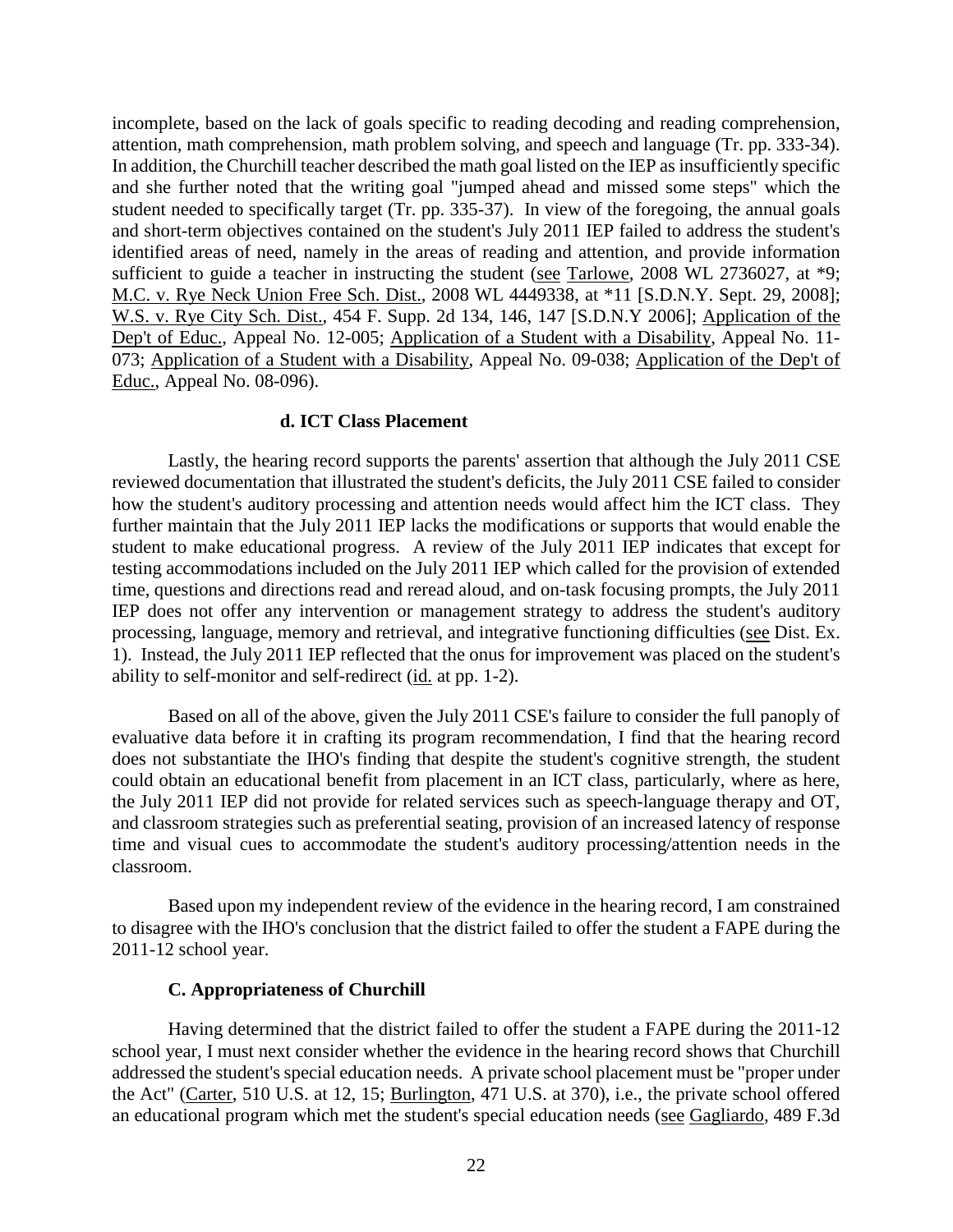incomplete, based on the lack of goals specific to reading decoding and reading comprehension, attention, math comprehension, math problem solving, and speech and language (Tr. pp. 333-34). In addition, the Churchill teacher described the math goal listed on the IEP as insufficiently specific and she further noted that the writing goal "jumped ahead and missed some steps" which the student needed to specifically target (Tr. pp. 335-37). In view of the foregoing, the annual goals and short-term objectives contained on the student's July 2011 IEP failed to address the student's identified areas of need, namely in the areas of reading and attention, and provide information sufficient to guide a teacher in instructing the student (see Tarlowe, 2008 WL 2736027, at *9; M.C. v. Rye Neck Union Free Sch. Dist., 2008 WL 4449338, at *11 [S.D.N.Y. Sept. 29, 2008]; W.S. v. Rye City Sch. Dist., 454 F. Supp. 2d 134, 146, 147 [S.D.N.Y 2006]; Application of the Dep't of Educ., Appeal No. 12-005; Application of a Student with a Disability, Appeal No. 11-073; Application of a Student with a Disability, Appeal No. 09-038; Application of the Dep't of Educ., Appeal No. 08-096).

#### d. ICT Class Placement

Lastly, the hearing record supports the parents' assertion that although the July 2011 CSE reviewed documentation that illustrated the student's deficits, the July 2011 CSE failed to consider how the student's auditory processing and attention needs would affect him the ICT class. They further maintain that the July 2011 IEP lacks the modifications or supports that would enable the student to make educational progress. A review of the July 2011 IEP indicates that except for testing accommodations included on the July 2011 IEP which called for the provision of extended time, questions and directions read and reread aloud, and on-task focusing prompts, the July 2011 IEP does not offer any intervention or management strategy to address the student's auditory processing, language, memory and retrieval, and integrative functioning difficulties (see Dist. Ex. 1). Instead, the July 2011 IEP reflected that the onus for improvement was placed on the student's ability to self-monitor and self-redirect (id. at pp. 1-2).

Based on all of the above, given the July 2011 CSE's failure to consider the full panoply of evaluative data before it in crafting its program recommendation, I find that the hearing record does not substantiate the IHO's finding that despite the student's cognitive strength, the student could obtain an educational benefit from placement in an ICT class, particularly, where as here, the July 2011 IEP did not provide for related services such as speech-language therapy and OT, and classroom strategies such as preferential seating, provision of an increased latency of response time and visual cues to accommodate the student's auditory processing/attention needs in the classroom.

Based upon my independent review of the evidence in the hearing record, I am constrained to disagree with the IHO's conclusion that the district failed to offer the student a FAPE during the 2011-12 school year.

### C. Appropriateness of Churchill

Having determined that the district failed to offer the student a FAPE during the 2011-12 school year, I must next consider whether the evidence in the hearing record shows that Churchill addressed the student's special education needs. A private school placement must be "proper under the Act" (Carter, 510 U.S. at 12, 15; Burlington, 471 U.S. at 370), i.e., the private school offered an educational program which met the student's special education needs (see Gagliardo, 489 F.3d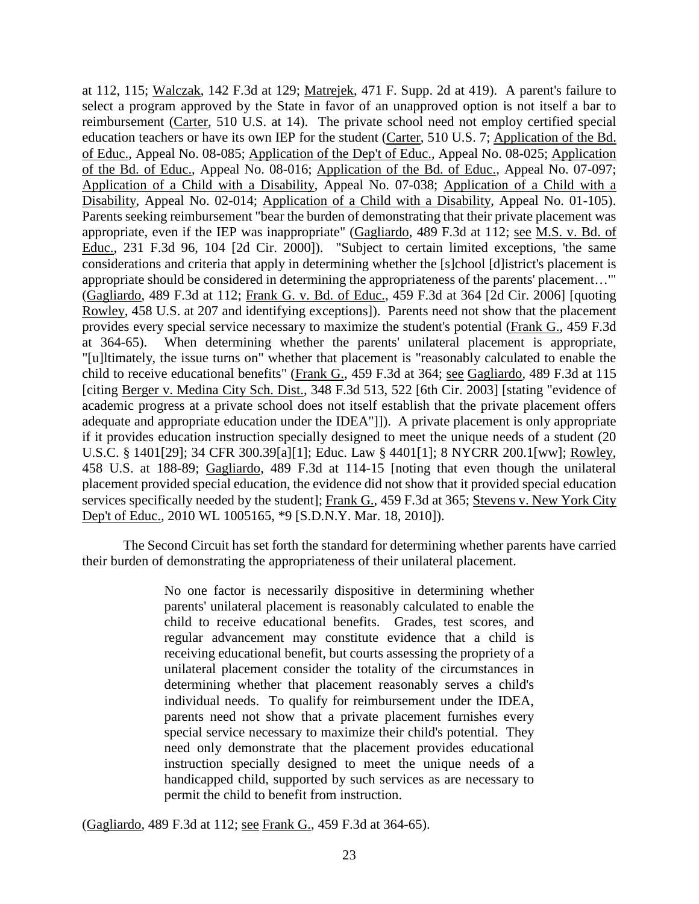at 112, 115; Walczak, 142 F.3d at 129; Matrejek, 471 F. Supp. 2d at 419). A parent's failure to select a program approved by the State in favor of an unapproved option is not itself a bar to reimbursement (Carter, 510 U.S. at 14). The private school need not employ certified special education teachers or have its own IEP for the student (Carter, 510 U.S. 7; Application of the Bd. of Educ., Appeal No. 08-085; Application of the Dep't of Educ., Appeal No. 08-025; Application of the Bd. of Educ., Appeal No. 08-016; Application of the Bd. of Educ., Appeal No. 07-097; Application of a Child with a Disability, Appeal No. 07-038; Application of a Child with a Disability, Appeal No. 02-014; Application of a Child with a Disability, Appeal No. 01-105). Parents seeking reimbursement "bear the burden of demonstrating that their private placement was appropriate, even if the IEP was inappropriate" (Gagliardo, 489 F.3d at 112; see M.S. v. Bd. of Educ., 231 F.3d 96, 104 [2d Cir. 2000]). "Subject to certain limited exceptions, 'the same considerations and criteria that apply in determining whether the [s]chool [d]istrict's placement is appropriate should be considered in determining the appropriateness of the parents' placement…'" (Gagliardo, 489 F.3d at 112; Frank G. v. Bd. of Educ., 459 F.3d at 364 [2d Cir. 2006] [quoting Rowley, 458 U.S. at 207 and identifying exceptions]). Parents need not show that the placement provides every special service necessary to maximize the student's potential (Frank G., 459 F.3d at 364-65). When determining whether the parents' unilateral placement is appropriate, "[u]ltimately, the issue turns on" whether that placement is "reasonably calculated to enable the child to receive educational benefits" (Frank G., 459 F.3d at 364; see Gagliardo, 489 F.3d at 115 [citing Berger v. Medina City Sch. Dist., 348 F.3d 513, 522 [6th Cir. 2003] [stating "evidence of academic progress at a private school does not itself establish that the private placement offers adequate and appropriate education under the IDEA"]]). A private placement is only appropriate if it provides education instruction specially designed to meet the unique needs of a student (20 U.S.C. § 1401[29]; 34 CFR 300.39[a][1]; Educ. Law § 4401[1]; 8 NYCRR 200.1[ww]; Rowley, 458 U.S. at 188-89; Gagliardo, 489 F.3d at 114-15 [noting that even though the unilateral placement provided special education, the evidence did not show that it provided special education services specifically needed by the student]; Frank G., 459 F.3d at 365; Stevens v. New York City Dep't of Educ., 2010 WL 1005165, *9 [S.D.N.Y. Mar. 18, 2010]).

The Second Circuit has set forth the standard for determining whether parents have carried their burden of demonstrating the appropriateness of their unilateral placement.

> No one factor is necessarily dispositive in determining whether parents' unilateral placement is reasonably calculated to enable the child to receive educational benefits. Grades, test scores, and regular advancement may constitute evidence that a child is receiving educational benefit, but courts assessing the propriety of a unilateral placement consider the totality of the circumstances in determining whether that placement reasonably serves a child's individual needs. To qualify for reimbursement under the IDEA, parents need not show that a private placement furnishes every special service necessary to maximize their child's potential. They need only demonstrate that the placement provides educational instruction specially designed to meet the unique needs of a handicapped child, supported by such services as are necessary to permit the child to benefit from instruction.

(Gagliardo, 489 F.3d at 112; see Frank G., 459 F.3d at 364-65).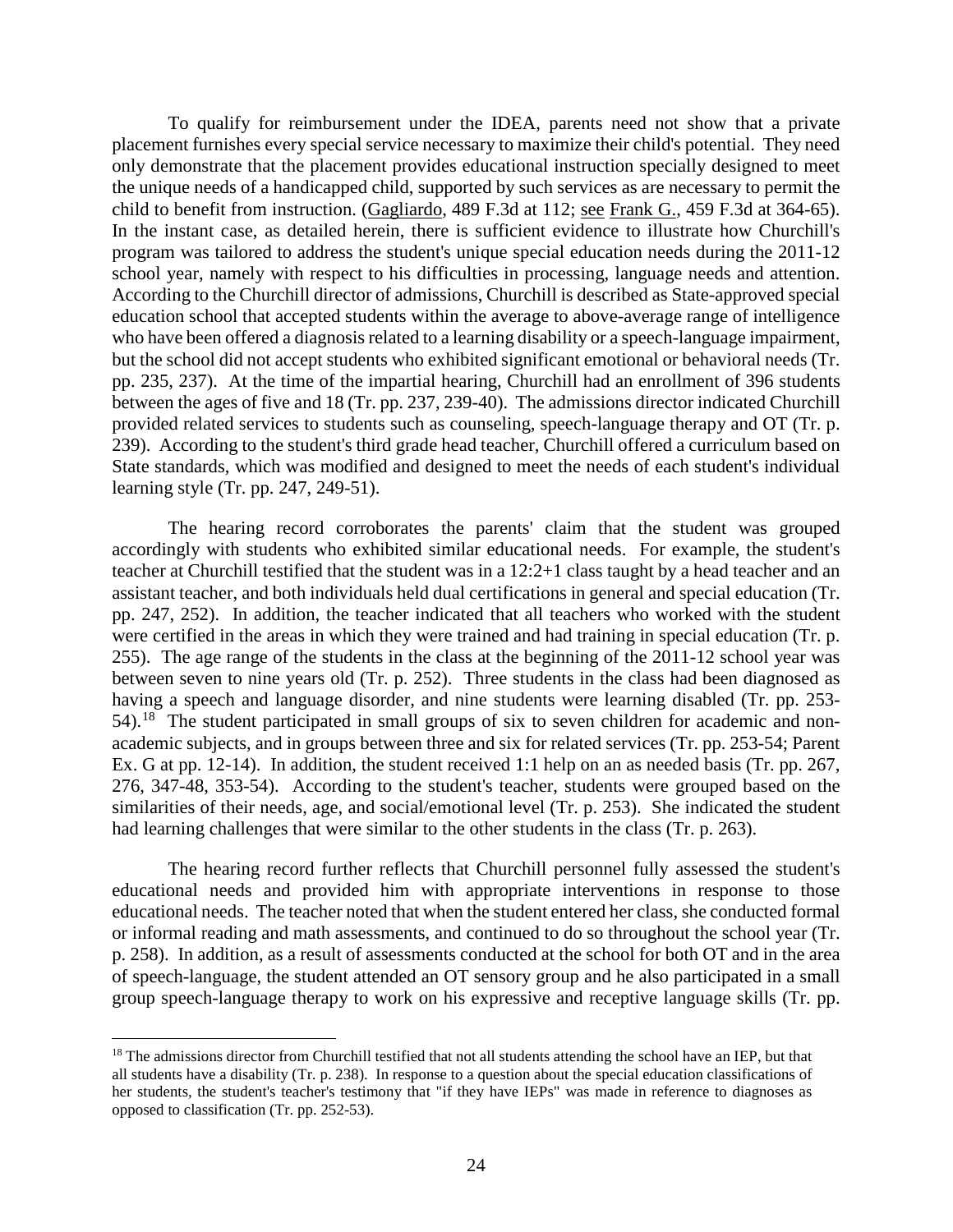To qualify for reimbursement under the IDEA, parents need not show that a private placement furnishes every special service necessary to maximize their child's potential. They need only demonstrate that the placement provides educational instruction specially designed to meet the unique needs of a handicapped child, supported by such services as are necessary to permit the child to benefit from instruction. (Gagliardo, 489 F.3d at 112; see Frank G., 459 F.3d at 364-65). In the instant case, as detailed herein, there is sufficient evidence to illustrate how Churchill's program was tailored to address the student's unique special education needs during the 2011-12 school year, namely with respect to his difficulties in processing, language needs and attention. According to the Churchill director of admissions, Churchill is described as State-approved special education school that accepted students within the average to above-average range of intelligence who have been offered a diagnosis related to a learning disability or a speech-language impairment, but the school did not accept students who exhibited significant emotional or behavioral needs (Tr. pp. 235, 237). At the time of the impartial hearing, Churchill had an enrollment of 396 students between the ages of five and 18 (Tr. pp. 237, 239-40). The admissions director indicated Churchill provided related services to students such as counseling, speech-language therapy and OT (Tr. p. 239). According to the student's third grade head teacher, Churchill offered a curriculum based on State standards, which was modified and designed to meet the needs of each student's individual learning style (Tr. pp. 247, 249-51).

The hearing record corroborates the parents' claim that the student was grouped accordingly with students who exhibited similar educational needs. For example, the student's teacher at Churchill testified that the student was in a 12:2+1 class taught by a head teacher and an assistant teacher, and both individuals held dual certifications in general and special education (Tr. pp. 247, 252). In addition, the teacher indicated that all teachers who worked with the student were certified in the areas in which they were trained and had training in special education (Tr. p. 255). The age range of the students in the class at the beginning of the 2011-12 school year was between seven to nine years old (Tr. p. 252). Three students in the class had been diagnosed as having a speech and language disorder, and nine students were learning disabled (Tr. pp. 253-54).[18] The student participated in small groups of six to seven children for academic and non-academic subjects, and in groups between three and six for related services (Tr. pp. 253-54; Parent Ex. G at pp. 12-14). In addition, the student received 1:1 help on an as needed basis (Tr. pp. 267, 276, 347-48, 353-54). According to the student's teacher, students were grouped based on the similarities of their needs, age, and social/emotional level (Tr. p. 253). She indicated the student had learning challenges that were similar to the other students in the class (Tr. p. 263).

The hearing record further reflects that Churchill personnel fully assessed the student's educational needs and provided him with appropriate interventions in response to those educational needs. The teacher noted that when the student entered her class, she conducted formal or informal reading and math assessments, and continued to do so throughout the school year (Tr. p. 258). In addition, as a result of assessments conducted at the school for both OT and in the area of speech-language, the student attended an OT sensory group and he also participated in a small group speech-language therapy to work on his expressive and receptive language skills (Tr. pp.

[18] The admissions director from Churchill testified that not all students attending the school have an IEP, but that all students have a disability (Tr. p. 238). In response to a question about the special education classifications of her students, the student's teacher's testimony that "if they have IEPs" was made in reference to diagnoses as opposed to classification (Tr. pp. 252-53).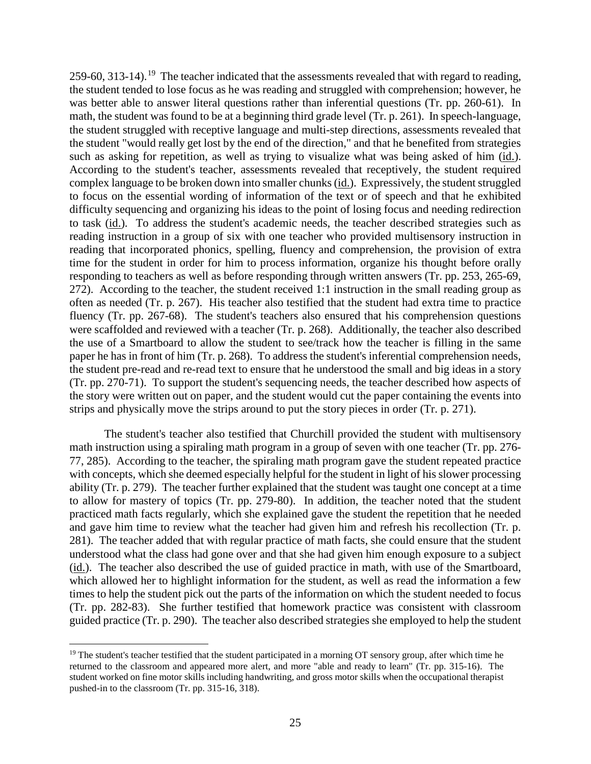259-60, 313-14).[19] The teacher indicated that the assessments revealed that with regard to reading, the student tended to lose focus as he was reading and struggled with comprehension; however, he was better able to answer literal questions rather than inferential questions (Tr. pp. 260-61). In math, the student was found to be at a beginning third grade level (Tr. p. 261). In speech-language, the student struggled with receptive language and multi-step directions, assessments revealed that the student "would really get lost by the end of the direction," and that he benefited from strategies such as asking for repetition, as well as trying to visualize what was being asked of him (id.). According to the student's teacher, assessments revealed that receptively, the student required complex language to be broken down into smaller chunks (id.). Expressively, the student struggled to focus on the essential wording of information of the text or of speech and that he exhibited difficulty sequencing and organizing his ideas to the point of losing focus and needing redirection to task (id.). To address the student's academic needs, the teacher described strategies such as reading instruction in a group of six with one teacher who provided multisensory instruction in reading that incorporated phonics, spelling, fluency and comprehension, the provision of extra time for the student in order for him to process information, organize his thought before orally responding to teachers as well as before responding through written answers (Tr. pp. 253, 265-69, 272). According to the teacher, the student received 1:1 instruction in the small reading group as often as needed (Tr. p. 267). His teacher also testified that the student had extra time to practice fluency (Tr. pp. 267-68). The student's teachers also ensured that his comprehension questions were scaffolded and reviewed with a teacher (Tr. p. 268). Additionally, the teacher also described the use of a Smartboard to allow the student to see/track how the teacher is filling in the same paper he has in front of him (Tr. p. 268). To address the student's inferential comprehension needs, the student pre-read and re-read text to ensure that he understood the small and big ideas in a story (Tr. pp. 270-71). To support the student's sequencing needs, the teacher described how aspects of the story were written out on paper, and the student would cut the paper containing the events into strips and physically move the strips around to put the story pieces in order (Tr. p. 271).

The student's teacher also testified that Churchill provided the student with multisensory math instruction using a spiraling math program in a group of seven with one teacher (Tr. pp. 276-77, 285). According to the teacher, the spiraling math program gave the student repeated practice with concepts, which she deemed especially helpful for the student in light of his slower processing ability (Tr. p. 279). The teacher further explained that the student was taught one concept at a time to allow for mastery of topics (Tr. pp. 279-80). In addition, the teacher noted that the student practiced math facts regularly, which she explained gave the student the repetition that he needed and gave him time to review what the teacher had given him and refresh his recollection (Tr. p. 281). The teacher added that with regular practice of math facts, she could ensure that the student understood what the class had gone over and that she had given him enough exposure to a subject (id.). The teacher also described the use of guided practice in math, with use of the Smartboard, which allowed her to highlight information for the student, as well as read the information a few times to help the student pick out the parts of the information on which the student needed to focus (Tr. pp. 282-83). She further testified that homework practice was consistent with classroom guided practice (Tr. p. 290). The teacher also described strategies she employed to help the student

[19] The student's teacher testified that the student participated in a morning OT sensory group, after which time he returned to the classroom and appeared more alert, and more "able and ready to learn" (Tr. pp. 315-16). The student worked on fine motor skills including handwriting, and gross motor skills when the occupational therapist pushed-in to the classroom (Tr. pp. 315-16, 318).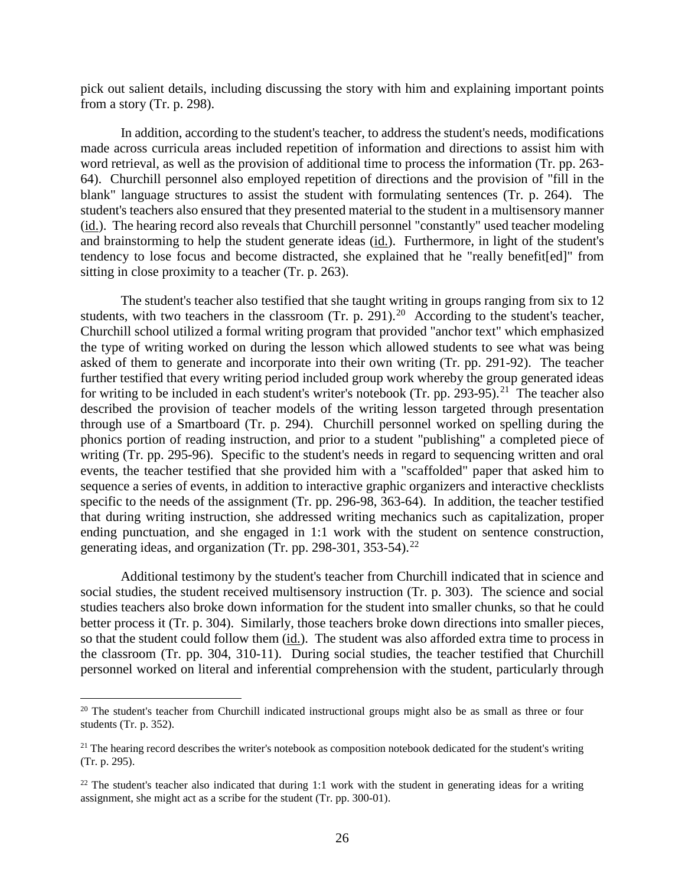pick out salient details, including discussing the story with him and explaining important points from a story (Tr. p. 298).

In addition, according to the student's teacher, to address the student's needs, modifications made across curricula areas included repetition of information and directions to assist him with word retrieval, as well as the provision of additional time to process the information (Tr. pp. 263-64). Churchill personnel also employed repetition of directions and the provision of "fill in the blank" language structures to assist the student with formulating sentences (Tr. p. 264). The student's teachers also ensured that they presented material to the student in a multisensory manner (id.). The hearing record also reveals that Churchill personnel "constantly" used teacher modeling and brainstorming to help the student generate ideas (id.). Furthermore, in light of the student's tendency to lose focus and become distracted, she explained that he "really benefit[ed]" from sitting in close proximity to a teacher (Tr. p. 263).

The student's teacher also testified that she taught writing in groups ranging from six to 12 students, with two teachers in the classroom (Tr. p. 291).[20] According to the student's teacher, Churchill school utilized a formal writing program that provided "anchor text" which emphasized the type of writing worked on during the lesson which allowed students to see what was being asked of them to generate and incorporate into their own writing (Tr. pp. 291-92). The teacher further testified that every writing period included group work whereby the group generated ideas for writing to be included in each student's writer's notebook (Tr. pp. 293-95).[21] The teacher also described the provision of teacher models of the writing lesson targeted through presentation through use of a Smartboard (Tr. p. 294). Churchill personnel worked on spelling during the phonics portion of reading instruction, and prior to a student "publishing" a completed piece of writing (Tr. pp. 295-96). Specific to the student's needs in regard to sequencing written and oral events, the teacher testified that she provided him with a "scaffolded" paper that asked him to sequence a series of events, in addition to interactive graphic organizers and interactive checklists specific to the needs of the assignment (Tr. pp. 296-98, 363-64). In addition, the teacher testified that during writing instruction, she addressed writing mechanics such as capitalization, proper ending punctuation, and she engaged in 1:1 work with the student on sentence construction, generating ideas, and organization (Tr. pp. 298-301, 353-54).[22]

Additional testimony by the student's teacher from Churchill indicated that in science and social studies, the student received multisensory instruction (Tr. p. 303). The science and social studies teachers also broke down information for the student into smaller chunks, so that he could better process it (Tr. p. 304). Similarly, those teachers broke down directions into smaller pieces, so that the student could follow them (id.). The student was also afforded extra time to process in the classroom (Tr. pp. 304, 310-11). During social studies, the teacher testified that Churchill personnel worked on literal and inferential comprehension with the student, particularly through

[20] The student's teacher from Churchill indicated instructional groups might also be as small as three or four students (Tr. p. 352).

[21] The hearing record describes the writer's notebook as composition notebook dedicated for the student's writing (Tr. p. 295).

[22] The student's teacher also indicated that during 1:1 work with the student in generating ideas for a writing assignment, she might act as a scribe for the student (Tr. pp. 300-01).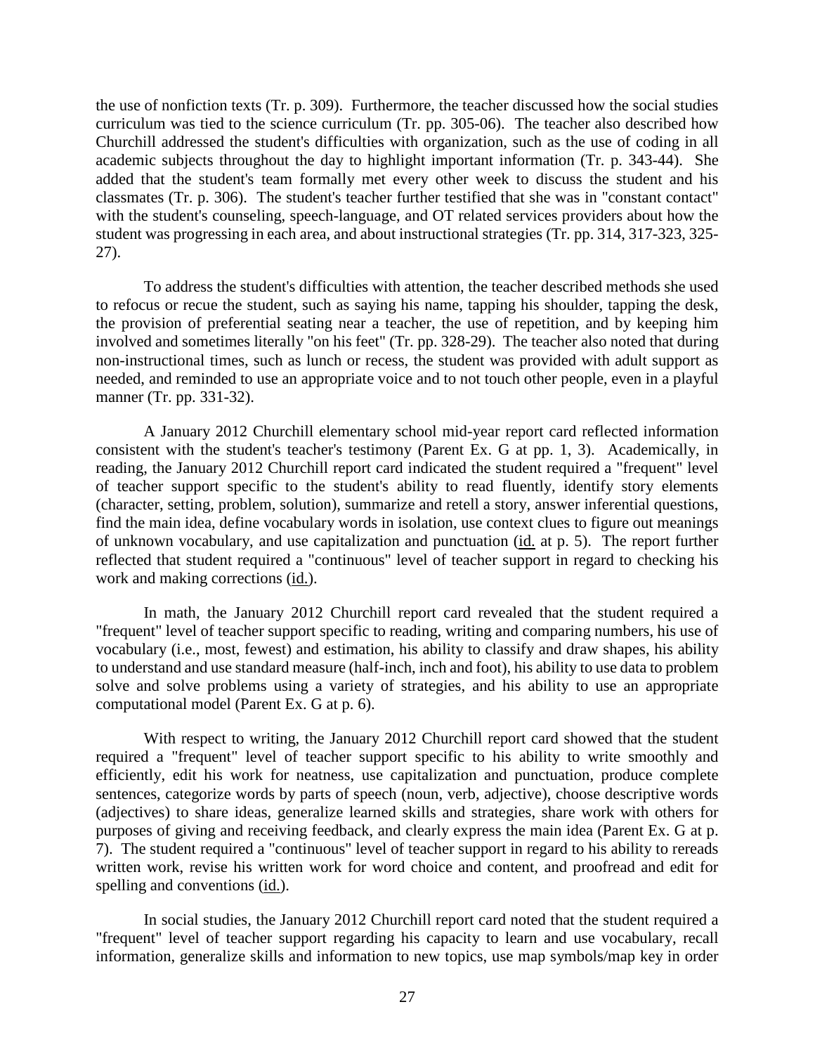the use of nonfiction texts (Tr. p. 309). Furthermore, the teacher discussed how the social studies curriculum was tied to the science curriculum (Tr. pp. 305-06). The teacher also described how Churchill addressed the student's difficulties with organization, such as the use of coding in all academic subjects throughout the day to highlight important information (Tr. p. 343-44). She added that the student's team formally met every other week to discuss the student and his classmates (Tr. p. 306). The student's teacher further testified that she was in "constant contact" with the student's counseling, speech-language, and OT related services providers about how the student was progressing in each area, and about instructional strategies (Tr. pp. 314, 317-323, 325-27).

To address the student's difficulties with attention, the teacher described methods she used to refocus or recue the student, such as saying his name, tapping his shoulder, tapping the desk, the provision of preferential seating near a teacher, the use of repetition, and by keeping him involved and sometimes literally "on his feet" (Tr. pp. 328-29). The teacher also noted that during non-instructional times, such as lunch or recess, the student was provided with adult support as needed, and reminded to use an appropriate voice and to not touch other people, even in a playful manner (Tr. pp. 331-32).

A January 2012 Churchill elementary school mid-year report card reflected information consistent with the student's teacher's testimony (Parent Ex. G at pp. 1, 3). Academically, in reading, the January 2012 Churchill report card indicated the student required a "frequent" level of teacher support specific to the student's ability to read fluently, identify story elements (character, setting, problem, solution), summarize and retell a story, answer inferential questions, find the main idea, define vocabulary words in isolation, use context clues to figure out meanings of unknown vocabulary, and use capitalization and punctuation (id. at p. 5). The report further reflected that student required a "continuous" level of teacher support in regard to checking his work and making corrections (id.).

In math, the January 2012 Churchill report card revealed that the student required a "frequent" level of teacher support specific to reading, writing and comparing numbers, his use of vocabulary (i.e., most, fewest) and estimation, his ability to classify and draw shapes, his ability to understand and use standard measure (half-inch, inch and foot), his ability to use data to problem solve and solve problems using a variety of strategies, and his ability to use an appropriate computational model (Parent Ex. G at p. 6).

With respect to writing, the January 2012 Churchill report card showed that the student required a "frequent" level of teacher support specific to his ability to write smoothly and efficiently, edit his work for neatness, use capitalization and punctuation, produce complete sentences, categorize words by parts of speech (noun, verb, adjective), choose descriptive words (adjectives) to share ideas, generalize learned skills and strategies, share work with others for purposes of giving and receiving feedback, and clearly express the main idea (Parent Ex. G at p. 7). The student required a "continuous" level of teacher support in regard to his ability to rereads written work, revise his written work for word choice and content, and proofread and edit for spelling and conventions (id.).

In social studies, the January 2012 Churchill report card noted that the student required a "frequent" level of teacher support regarding his capacity to learn and use vocabulary, recall information, generalize skills and information to new topics, use map symbols/map key in order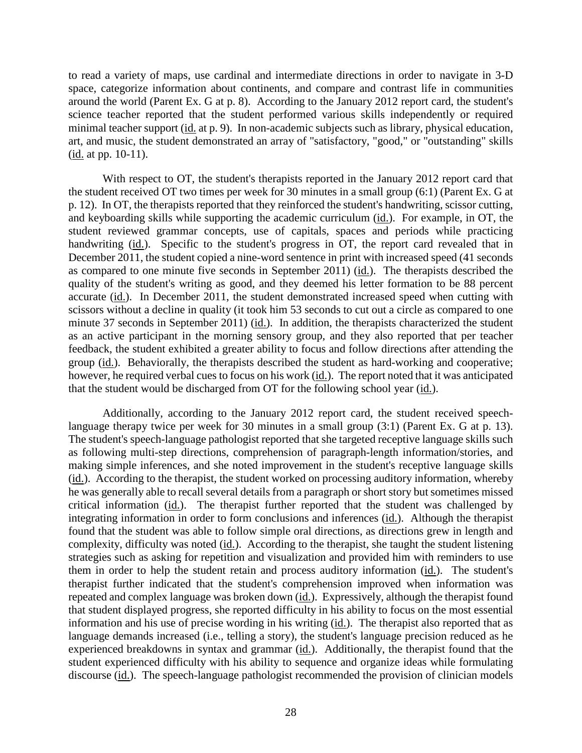to read a variety of maps, use cardinal and intermediate directions in order to navigate in 3-D space, categorize information about continents, and compare and contrast life in communities around the world (Parent Ex. G at p. 8). According to the January 2012 report card, the student's science teacher reported that the student performed various skills independently or required minimal teacher support (id. at p. 9). In non-academic subjects such as library, physical education, art, and music, the student demonstrated an array of "satisfactory, "good," or "outstanding" skills (id. at pp. 10-11).

With respect to OT, the student's therapists reported in the January 2012 report card that the student received OT two times per week for 30 minutes in a small group (6:1) (Parent Ex. G at p. 12). In OT, the therapists reported that they reinforced the student's handwriting, scissor cutting, and keyboarding skills while supporting the academic curriculum (id.). For example, in OT, the student reviewed grammar concepts, use of capitals, spaces and periods while practicing handwriting (id.). Specific to the student's progress in OT, the report card revealed that in December 2011, the student copied a nine-word sentence in print with increased speed (41 seconds as compared to one minute five seconds in September 2011) (id.). The therapists described the quality of the student's writing as good, and they deemed his letter formation to be 88 percent accurate (id.). In December 2011, the student demonstrated increased speed when cutting with scissors without a decline in quality (it took him 53 seconds to cut out a circle as compared to one minute 37 seconds in September 2011) (id.). In addition, the therapists characterized the student as an active participant in the morning sensory group, and they also reported that per teacher feedback, the student exhibited a greater ability to focus and follow directions after attending the group (id.). Behaviorally, the therapists described the student as hard-working and cooperative; however, he required verbal cues to focus on his work (id.). The report noted that it was anticipated that the student would be discharged from OT for the following school year (id.).

Additionally, according to the January 2012 report card, the student received speech-language therapy twice per week for 30 minutes in a small group (3:1) (Parent Ex. G at p. 13). The student's speech-language pathologist reported that she targeted receptive language skills such as following multi-step directions, comprehension of paragraph-length information/stories, and making simple inferences, and she noted improvement in the student's receptive language skills (id.). According to the therapist, the student worked on processing auditory information, whereby he was generally able to recall several details from a paragraph or short story but sometimes missed critical information (id.). The therapist further reported that the student was challenged by integrating information in order to form conclusions and inferences (id.). Although the therapist found that the student was able to follow simple oral directions, as directions grew in length and complexity, difficulty was noted (id.). According to the therapist, she taught the student listening strategies such as asking for repetition and visualization and provided him with reminders to use them in order to help the student retain and process auditory information (id.). The student's therapist further indicated that the student's comprehension improved when information was repeated and complex language was broken down (id.). Expressively, although the therapist found that student displayed progress, she reported difficulty in his ability to focus on the most essential information and his use of precise wording in his writing (id.). The therapist also reported that as language demands increased (i.e., telling a story), the student's language precision reduced as he experienced breakdowns in syntax and grammar (id.). Additionally, the therapist found that the student experienced difficulty with his ability to sequence and organize ideas while formulating discourse (id.). The speech-language pathologist recommended the provision of clinician models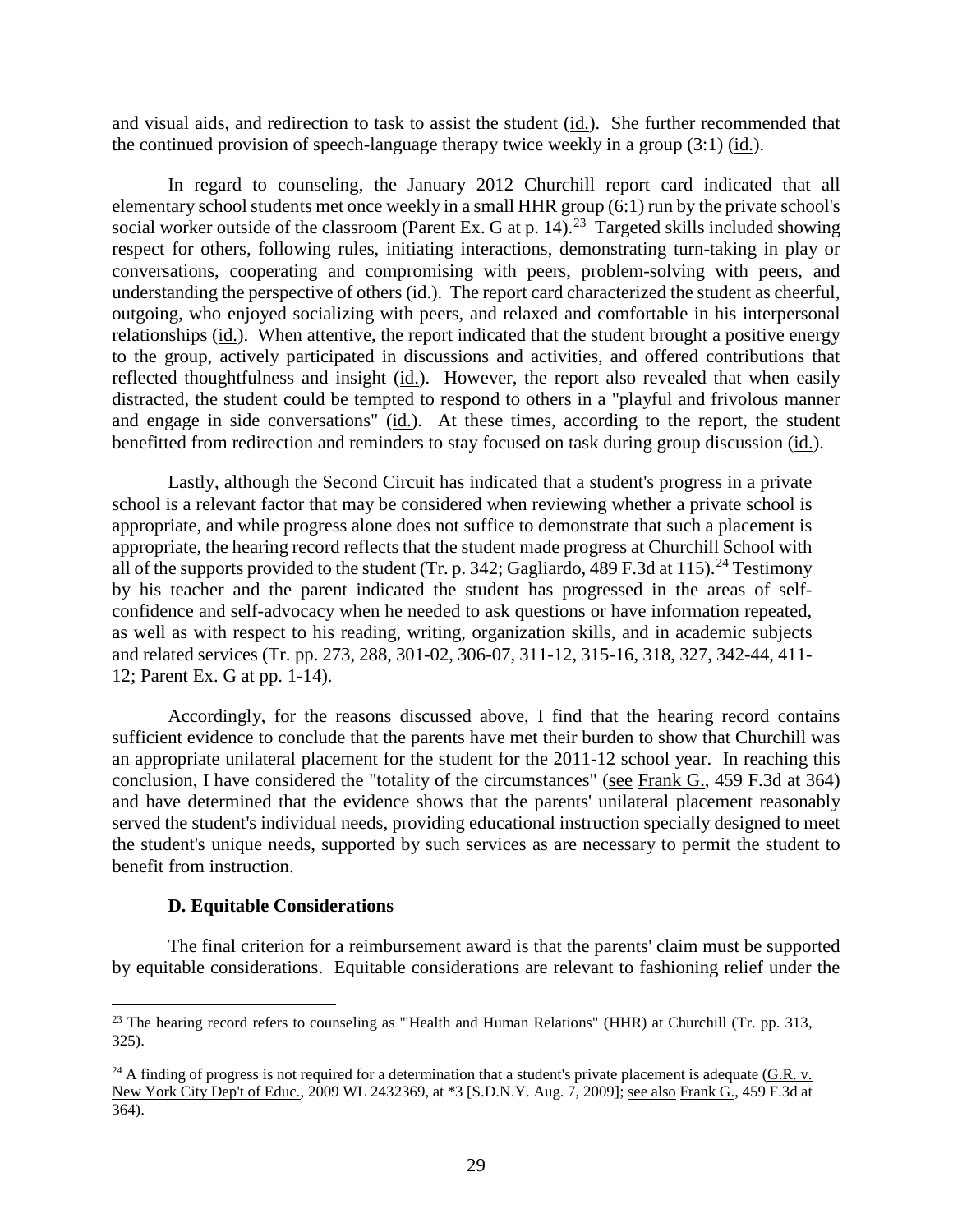and visual aids, and redirection to task to assist the student (id.). She further recommended that the continued provision of speech-language therapy twice weekly in a group (3:1) (id.).

In regard to counseling, the January 2012 Churchill report card indicated that all elementary school students met once weekly in a small HHR group (6:1) run by the private school's social worker outside of the classroom (Parent Ex. G at p. 14).[23] Targeted skills included showing respect for others, following rules, initiating interactions, demonstrating turn-taking in play or conversations, cooperating and compromising with peers, problem-solving with peers, and understanding the perspective of others (id.). The report card characterized the student as cheerful, outgoing, who enjoyed socializing with peers, and relaxed and comfortable in his interpersonal relationships (id.). When attentive, the report indicated that the student brought a positive energy to the group, actively participated in discussions and activities, and offered contributions that reflected thoughtfulness and insight (id.). However, the report also revealed that when easily distracted, the student could be tempted to respond to others in a "playful and frivolous manner and engage in side conversations" (id.). At these times, according to the report, the student benefitted from redirection and reminders to stay focused on task during group discussion (id.).

Lastly, although the Second Circuit has indicated that a student's progress in a private school is a relevant factor that may be considered when reviewing whether a private school is appropriate, and while progress alone does not suffice to demonstrate that such a placement is appropriate, the hearing record reflects that the student made progress at Churchill School with all of the supports provided to the student (Tr. p. 342; Gagliardo, 489 F.3d at 115).[24] Testimony by his teacher and the parent indicated the student has progressed in the areas of self-confidence and self-advocacy when he needed to ask questions or have information repeated, as well as with respect to his reading, writing, organization skills, and in academic subjects and related services (Tr. pp. 273, 288, 301-02, 306-07, 311-12, 315-16, 318, 327, 342-44, 411-12; Parent Ex. G at pp. 1-14).

Accordingly, for the reasons discussed above, I find that the hearing record contains sufficient evidence to conclude that the parents have met their burden to show that Churchill was an appropriate unilateral placement for the student for the 2011-12 school year. In reaching this conclusion, I have considered the "totality of the circumstances" (see Frank G., 459 F.3d at 364) and have determined that the evidence shows that the parents' unilateral placement reasonably served the student's individual needs, providing educational instruction specially designed to meet the student's unique needs, supported by such services as are necessary to permit the student to benefit from instruction.

### D. Equitable Considerations

The final criterion for a reimbursement award is that the parents' claim must be supported by equitable considerations. Equitable considerations are relevant to fashioning relief under the

---

[23] The hearing record refers to counseling as "'Health and Human Relations" (HHR) at Churchill (Tr. pp. 313, 325).

[24] A finding of progress is not required for a determination that a student's private placement is adequate (G.R. v. New York City Dep't of Educ., 2009 WL 2432369, at *3 [S.D.N.Y. Aug. 7, 2009]; see also Frank G., 459 F.3d at 364).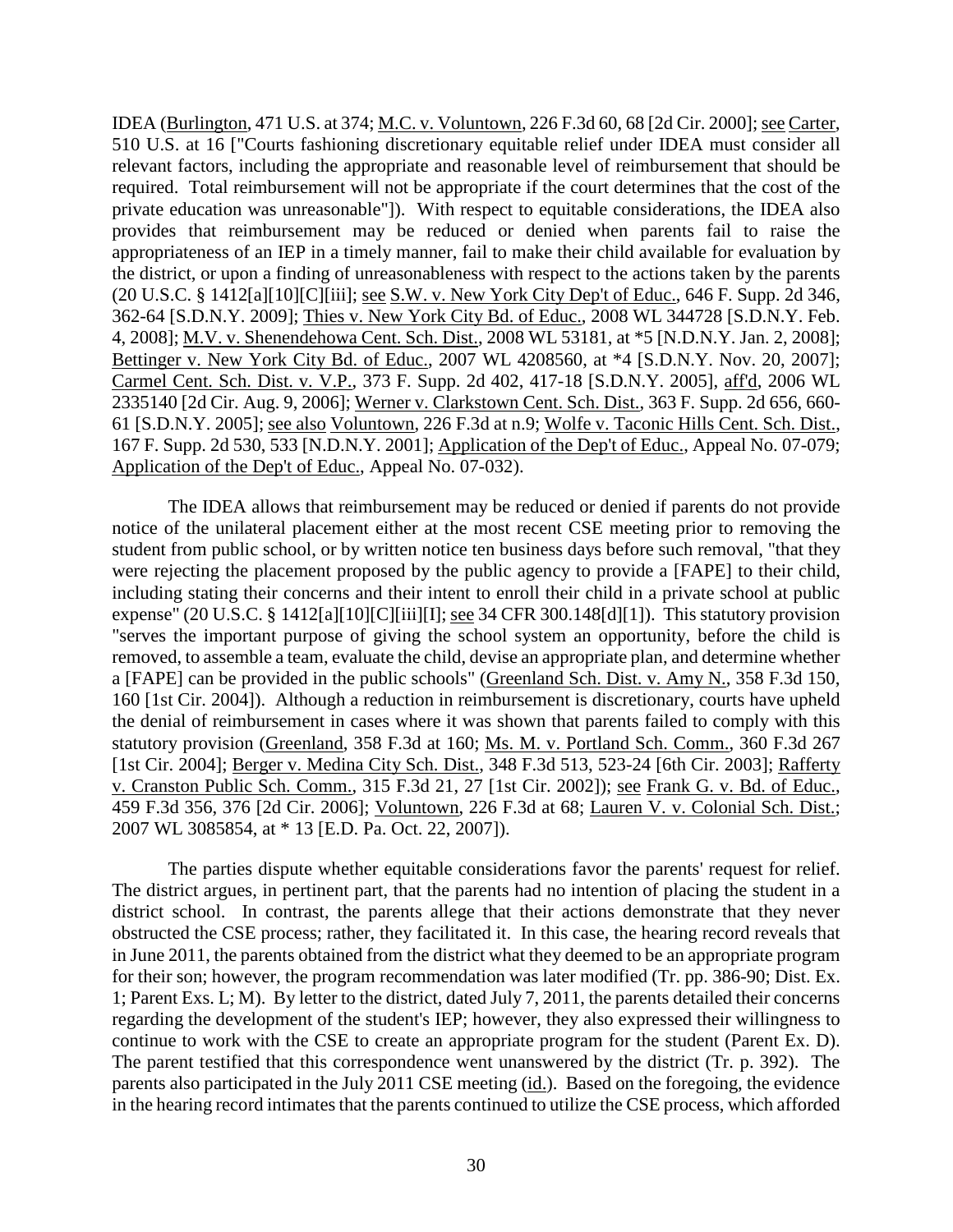IDEA (Burlington, 471 U.S. at 374; M.C. v. Voluntown, 226 F.3d 60, 68 [2d Cir. 2000]; see Carter, 510 U.S. at 16 ["Courts fashioning discretionary equitable relief under IDEA must consider all relevant factors, including the appropriate and reasonable level of reimbursement that should be required. Total reimbursement will not be appropriate if the court determines that the cost of the private education was unreasonable"]). With respect to equitable considerations, the IDEA also provides that reimbursement may be reduced or denied when parents fail to raise the appropriateness of an IEP in a timely manner, fail to make their child available for evaluation by the district, or upon a finding of unreasonableness with respect to the actions taken by the parents (20 U.S.C. § 1412[a][10][C][iii]; see S.W. v. New York City Dep't of Educ., 646 F. Supp. 2d 346, 362-64 [S.D.N.Y. 2009]; Thies v. New York City Bd. of Educ., 2008 WL 344728 [S.D.N.Y. Feb. 4, 2008]; M.V. v. Shenendehowa Cent. Sch. Dist., 2008 WL 53181, at *5 [N.D.N.Y. Jan. 2, 2008]; Bettinger v. New York City Bd. of Educ., 2007 WL 4208560, at *4 [S.D.N.Y. Nov. 20, 2007]; Carmel Cent. Sch. Dist. v. V.P., 373 F. Supp. 2d 402, 417-18 [S.D.N.Y. 2005], aff'd, 2006 WL 2335140 [2d Cir. Aug. 9, 2006]; Werner v. Clarkstown Cent. Sch. Dist., 363 F. Supp. 2d 656, 660-61 [S.D.N.Y. 2005]; see also Voluntown, 226 F.3d at n.9; Wolfe v. Taconic Hills Cent. Sch. Dist., 167 F. Supp. 2d 530, 533 [N.D.N.Y. 2001]; Application of the Dep't of Educ., Appeal No. 07-079; Application of the Dep't of Educ., Appeal No. 07-032).

The IDEA allows that reimbursement may be reduced or denied if parents do not provide notice of the unilateral placement either at the most recent CSE meeting prior to removing the student from public school, or by written notice ten business days before such removal, "that they were rejecting the placement proposed by the public agency to provide a [FAPE] to their child, including stating their concerns and their intent to enroll their child in a private school at public expense" (20 U.S.C. § 1412[a][10][C][iii][I]; see 34 CFR 300.148[d][1]). This statutory provision "serves the important purpose of giving the school system an opportunity, before the child is removed, to assemble a team, evaluate the child, devise an appropriate plan, and determine whether a [FAPE] can be provided in the public schools" (Greenland Sch. Dist. v. Amy N., 358 F.3d 150, 160 [1st Cir. 2004]). Although a reduction in reimbursement is discretionary, courts have upheld the denial of reimbursement in cases where it was shown that parents failed to comply with this statutory provision (Greenland, 358 F.3d at 160; Ms. M. v. Portland Sch. Comm., 360 F.3d 267 [1st Cir. 2004]; Berger v. Medina City Sch. Dist., 348 F.3d 513, 523-24 [6th Cir. 2003]; Rafferty v. Cranston Public Sch. Comm., 315 F.3d 21, 27 [1st Cir. 2002]); see Frank G. v. Bd. of Educ., 459 F.3d 356, 376 [2d Cir. 2006]; Voluntown, 226 F.3d at 68; Lauren V. v. Colonial Sch. Dist.; 2007 WL 3085854, at * 13 [E.D. Pa. Oct. 22, 2007]).

The parties dispute whether equitable considerations favor the parents' request for relief. The district argues, in pertinent part, that the parents had no intention of placing the student in a district school. In contrast, the parents allege that their actions demonstrate that they never obstructed the CSE process; rather, they facilitated it. In this case, the hearing record reveals that in June 2011, the parents obtained from the district what they deemed to be an appropriate program for their son; however, the program recommendation was later modified (Tr. pp. 386-90; Dist. Ex. 1; Parent Exs. L; M). By letter to the district, dated July 7, 2011, the parents detailed their concerns regarding the development of the student's IEP; however, they also expressed their willingness to continue to work with the CSE to create an appropriate program for the student (Parent Ex. D). The parent testified that this correspondence went unanswered by the district (Tr. p. 392). The parents also participated in the July 2011 CSE meeting (id.). Based on the foregoing, the evidence in the hearing record intimates that the parents continued to utilize the CSE process, which afforded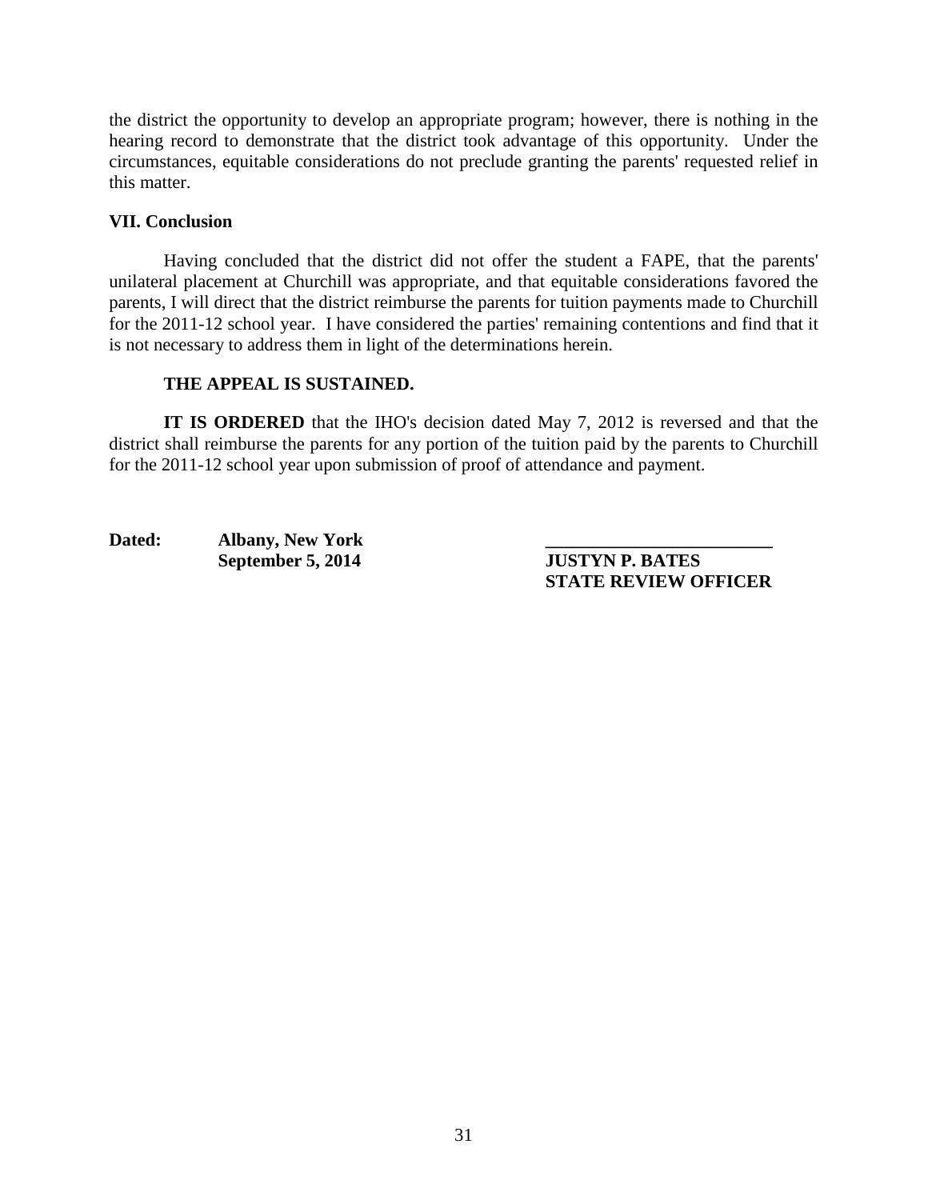the district the opportunity to develop an appropriate program; however, there is nothing in the hearing record to demonstrate that the district took advantage of this opportunity. Under the circumstances, equitable considerations do not preclude granting the parents' requested relief in this matter.

### VII. Conclusion

Having concluded that the district did not offer the student a FAPE, that the parents' unilateral placement at Churchill was appropriate, and that equitable considerations favored the parents, I will direct that the district reimburse the parents for tuition payments made to Churchill for the 2011-12 school year. I have considered the parties' remaining contentions and find that it is not necessary to address them in light of the determinations herein.

**THE APPEAL IS SUSTAINED.**

**IT IS ORDERED** that the IHO's decision dated May 7, 2012 is reversed and that the district shall reimburse the parents for any portion of the tuition paid by the parents to Churchill for the 2011-12 school year upon submission of proof of attendance and payment.

**Dated:** **Albany, New York**
**September 5, 2014**

_________________________
**JUSTYN P. BATES**
**STATE REVIEW OFFICER**